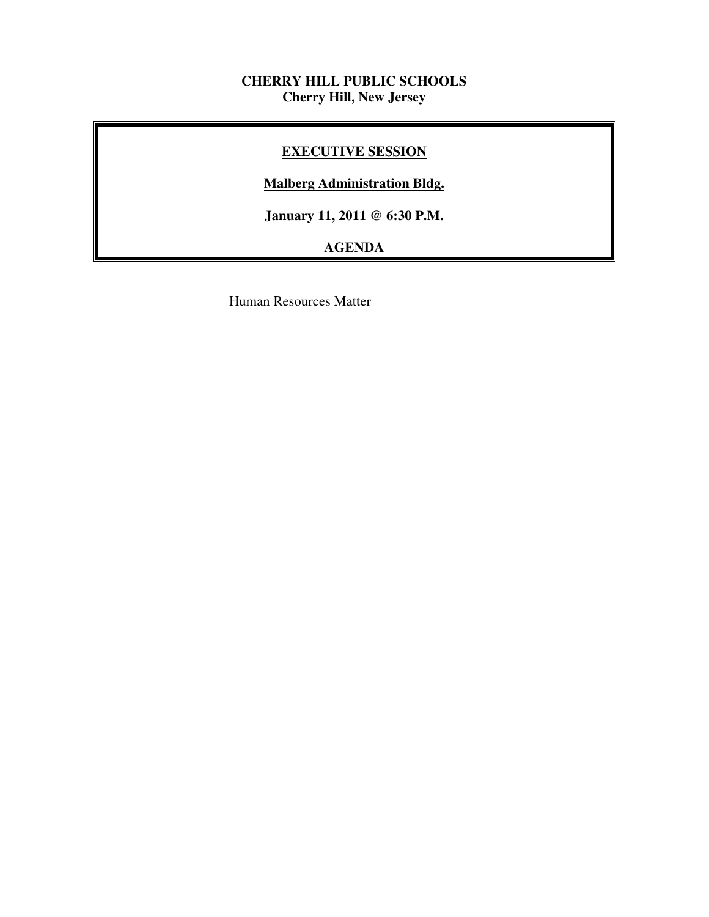**CHERRY HILL PUBLIC SCHOOLS**
**Cherry Hill, New Jersey**

# EXECUTIVE SESSION

**Malberg Administration Bldg.**

**January 11, 2011 @ 6:30 P.M.**

**AGENDA**

Human Resources Matter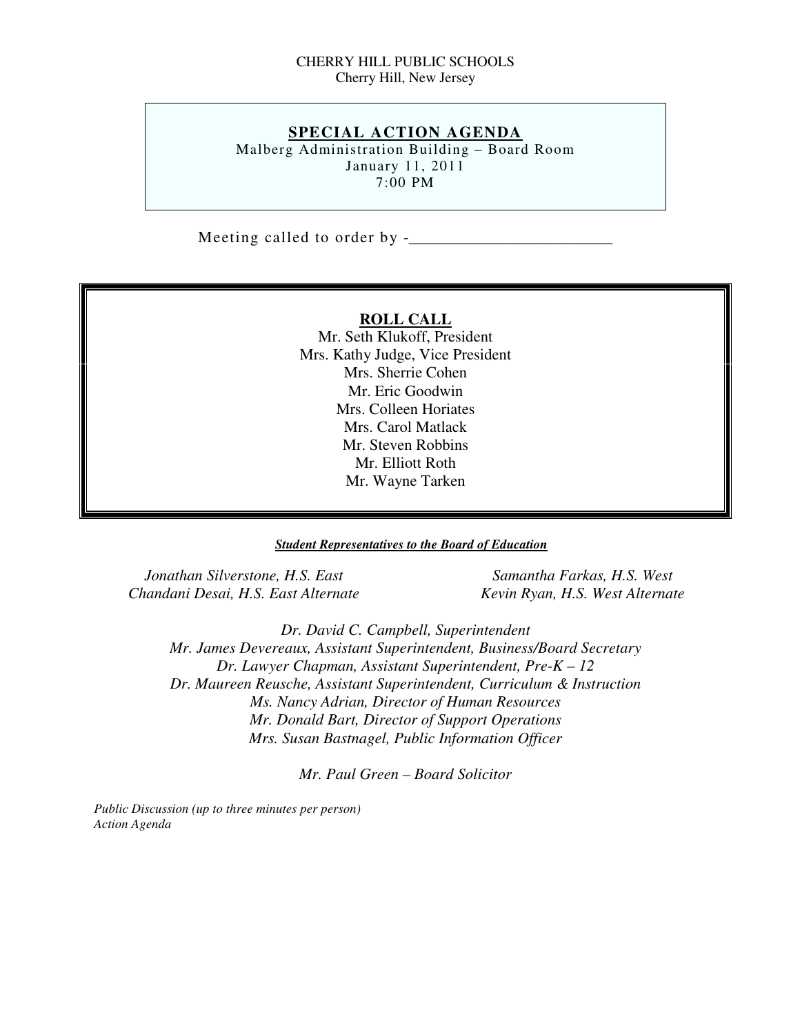CHERRY HILL PUBLIC SCHOOLS
Cherry Hill, New Jersey

## SPECIAL ACTION AGENDA

Malberg Administration Building – Board Room
January 11, 2011
7:00 PM

Meeting called to order by -_________________________

### ROLL CALL

Mr. Seth Klukoff, President
Mrs. Kathy Judge, Vice President
Mrs. Sherrie Cohen
Mr. Eric Goodwin
Mrs. Colleen Horiates
Mrs. Carol Matlack
Mr. Steven Robbins
Mr. Elliott Roth
Mr. Wayne Tarken

***Student Representatives to the Board of Education***

*Jonathan Silverstone, H.S. East*
*Chandani Desai, H.S. East Alternate*
*Samantha Farkas, H.S. West*
*Kevin Ryan, H.S. West Alternate*

*Dr. David C. Campbell, Superintendent*
*Mr. James Devereaux, Assistant Superintendent, Business/Board Secretary*
*Dr. Lawyer Chapman, Assistant Superintendent, Pre-K – 12*
*Dr. Maureen Reusche, Assistant Superintendent, Curriculum & Instruction*
*Ms. Nancy Adrian, Director of Human Resources*
*Mr. Donald Bart, Director of Support Operations*
*Mrs. Susan Bastnagel, Public Information Officer*

*Mr. Paul Green – Board Solicitor*

*Public Discussion (up to three minutes per person)*
*Action Agenda*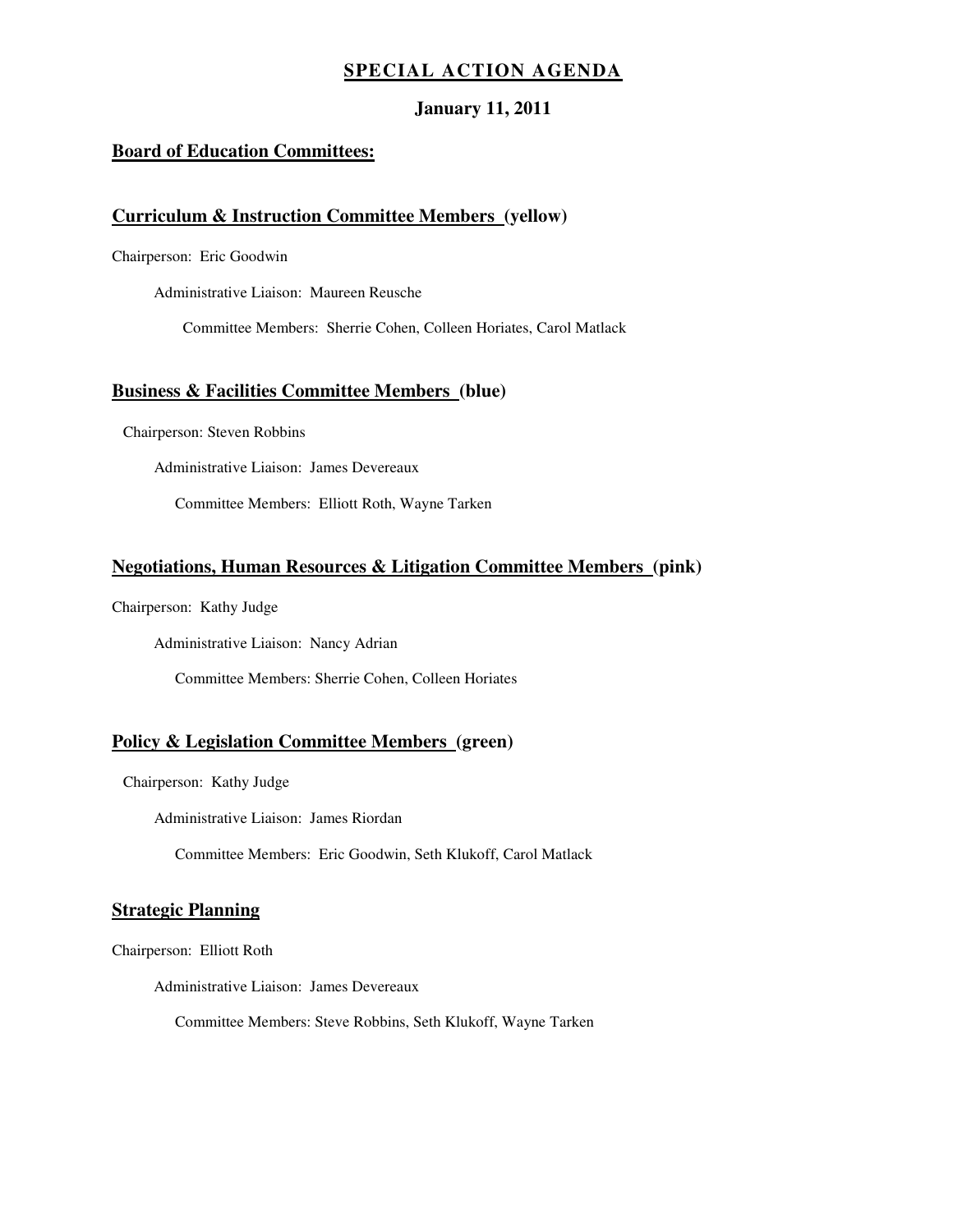# SPECIAL ACTION AGENDA

**January 11, 2011**

## Board of Education Committees:

### Curriculum & Instruction Committee Members (yellow)

Chairperson: Eric Goodwin

Administrative Liaison: Maureen Reusche

Committee Members: Sherrie Cohen, Colleen Horiates, Carol Matlack

### Business & Facilities Committee Members (blue)

Chairperson: Steven Robbins

Administrative Liaison: James Devereaux

Committee Members: Elliott Roth, Wayne Tarken

### Negotiations, Human Resources & Litigation Committee Members (pink)

Chairperson: Kathy Judge

Administrative Liaison: Nancy Adrian

Committee Members: Sherrie Cohen, Colleen Horiates

### Policy & Legislation Committee Members (green)

Chairperson: Kathy Judge

Administrative Liaison: James Riordan

Committee Members: Eric Goodwin, Seth Klukoff, Carol Matlack

### Strategic Planning

Chairperson: Elliott Roth

Administrative Liaison: James Devereaux

Committee Members: Steve Robbins, Seth Klukoff, Wayne Tarken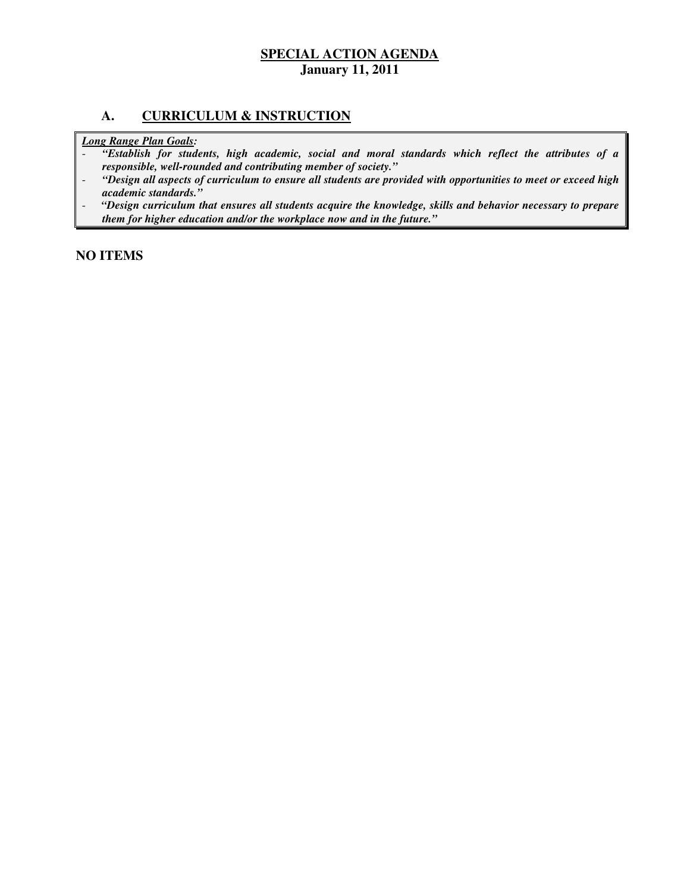# SPECIAL ACTION AGENDA

**January 11, 2011**

## A. CURRICULUM & INSTRUCTION

***Long Range Plan Goals:***

- *"Establish for students, high academic, social and moral standards which reflect the attributes of a responsible, well-rounded and contributing member of society."*
- *"Design all aspects of curriculum to ensure all students are provided with opportunities to meet or exceed high academic standards."*
- *"Design curriculum that ensures all students acquire the knowledge, skills and behavior necessary to prepare them for higher education and/or the workplace now and in the future."*

**NO ITEMS**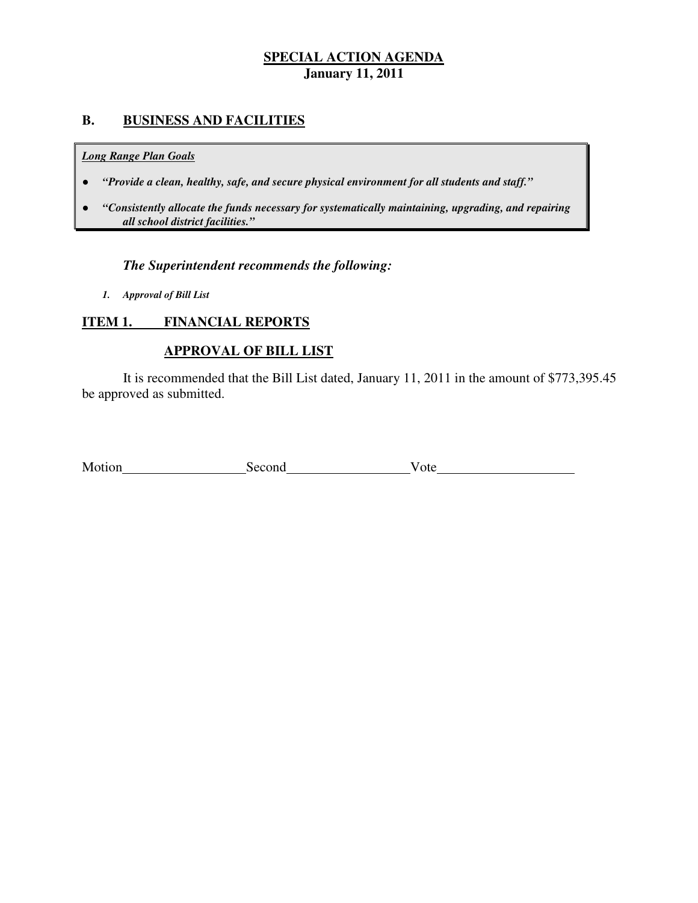## SPECIAL ACTION AGENDA
**January 11, 2011**

## B. BUSINESS AND FACILITIES

***Long Range Plan Goals***

- ***"Provide a clean, healthy, safe, and secure physical environment for all students and staff."***
- ***"Consistently allocate the funds necessary for systematically maintaining, upgrading, and repairing all school district facilities."***

***The Superintendent recommends the following:***

1. ***Approval of Bill List***

### ITEM 1. FINANCIAL REPORTS

### APPROVAL OF BILL LIST

It is recommended that the Bill List dated, January 11, 2011 in the amount of $773,395.45 be approved as submitted.

Motion__________________ Second__________________ Vote____________________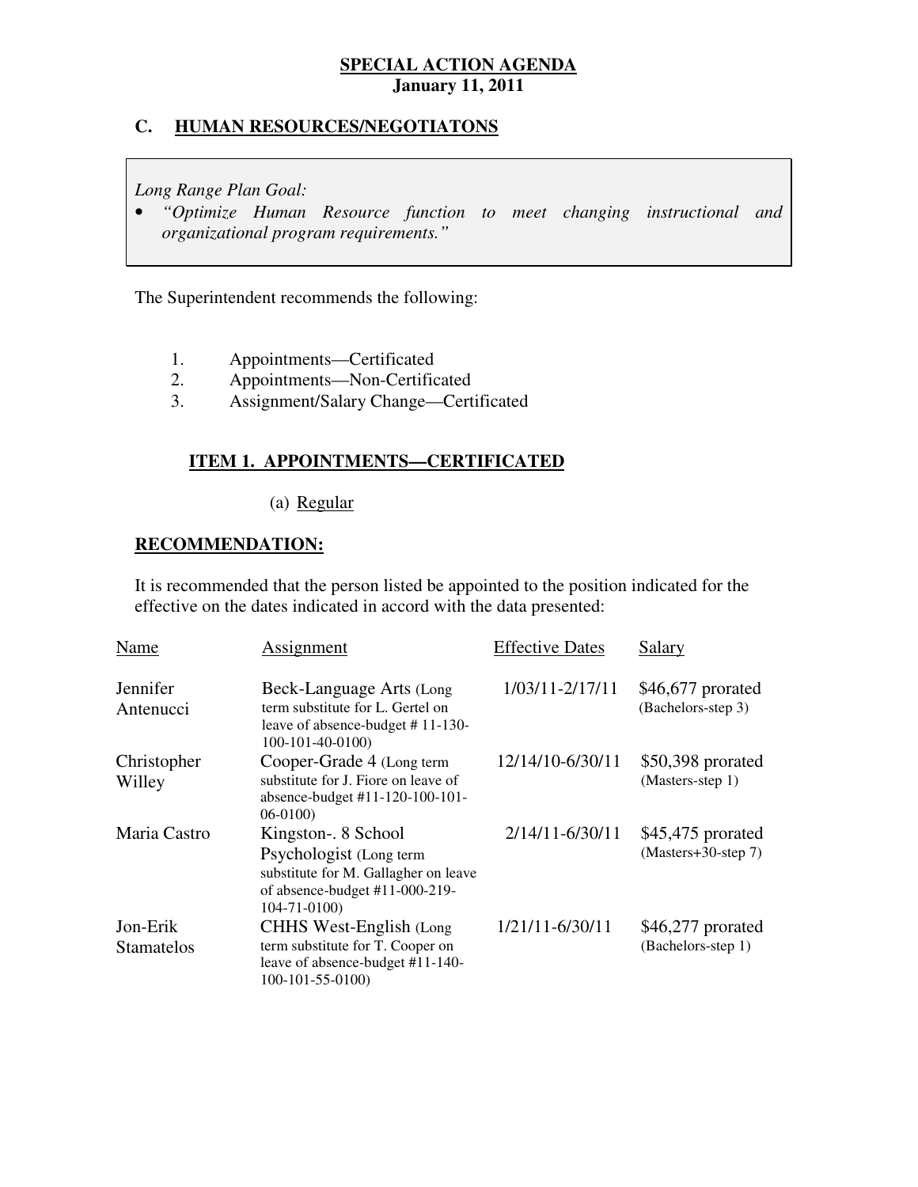**SPECIAL ACTION AGENDA**
**January 11, 2011**

## C. HUMAN RESOURCES/NEGOTIATONS

*Long Range Plan Goal:*

- *"Optimize Human Resource function to meet changing instructional and organizational program requirements."*

The Superintendent recommends the following:

1. Appointments—Certificated
2. Appointments—Non-Certificated
3. Assignment/Salary Change—Certificated

### ITEM 1. APPOINTMENTS—CERTIFICATED

(a) Regular

**RECOMMENDATION:**

It is recommended that the person listed be appointed to the position indicated for the effective on the dates indicated in accord with the data presented:

| Name | Assignment | Effective Dates | Salary |
|---|---|---|---|
| Jennifer Antenucci | Beck-Language Arts (Long term substitute for L. Gertel on leave of absence-budget # 11-130-100-101-40-0100) | 1/03/11-2/17/11 | $46,677 prorated (Bachelors-step 3) |
| Christopher Willey | Cooper-Grade 4 (Long term substitute for J. Fiore on leave of absence-budget #11-120-100-101-06-0100) | 12/14/10-6/30/11 | $50,398 prorated (Masters-step 1) |
| Maria Castro | Kingston-. 8 School Psychologist (Long term substitute for M. Gallagher on leave of absence-budget #11-000-219-104-71-0100) | 2/14/11-6/30/11 | $45,475 prorated (Masters+30-step 7) |
| Jon-Erik Stamatelos | CHHS West-English (Long term substitute for T. Cooper on leave of absence-budget #11-140-100-101-55-0100) | 1/21/11-6/30/11 | $46,277 prorated (Bachelors-step 1) |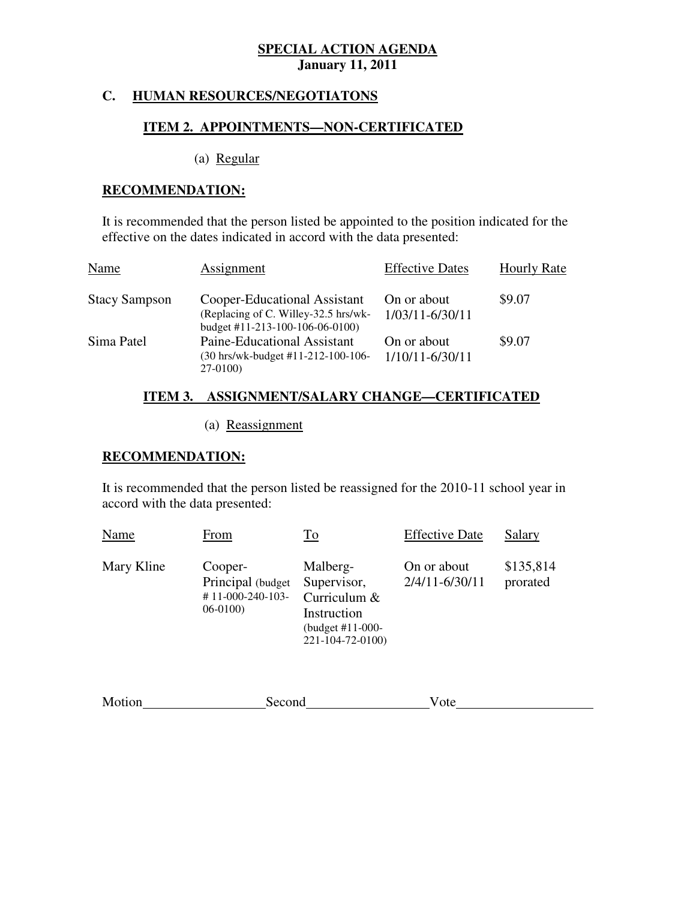**SPECIAL ACTION AGENDA**
**January 11, 2011**

## C. HUMAN RESOURCES/NEGOTIATONS

### ITEM 2. APPOINTMENTS—NON-CERTIFICATED

(a) Regular

**RECOMMENDATION:**

It is recommended that the person listed be appointed to the position indicated for the effective on the dates indicated in accord with the data presented:

| Name | Assignment | Effective Dates | Hourly Rate |
|---|---|---|---|
| Stacy Sampson | Cooper-Educational Assistant (Replacing of C. Willey-32.5 hrs/wk-budget #11-213-100-106-06-0100) | On or about 1/03/11-6/30/11 | $9.07 |
| Sima Patel | Paine-Educational Assistant (30 hrs/wk-budget #11-212-100-106-27-0100) | On or about 1/10/11-6/30/11 | $9.07 |

### ITEM 3. ASSIGNMENT/SALARY CHANGE—CERTIFICATED

(a) Reassignment

**RECOMMENDATION:**

It is recommended that the person listed be reassigned for the 2010-11 school year in accord with the data presented:

| Name | From | To | Effective Date | Salary |
|---|---|---|---|---|
| Mary Kline | Cooper-Principal (budget # 11-000-240-103-06-0100) | Malberg-Supervisor, Curriculum & Instruction (budget #11-000-221-104-72-0100) | On or about 2/4/11-6/30/11 | $135,814 prorated |

Motion\_\_\_\_\_\_\_\_\_\_\_\_\_\_\_\_\_\_ Second\_\_\_\_\_\_\_\_\_\_\_\_\_\_\_\_\_\_ Vote\_\_\_\_\_\_\_\_\_\_\_\_\_\_\_\_\_\_\_\_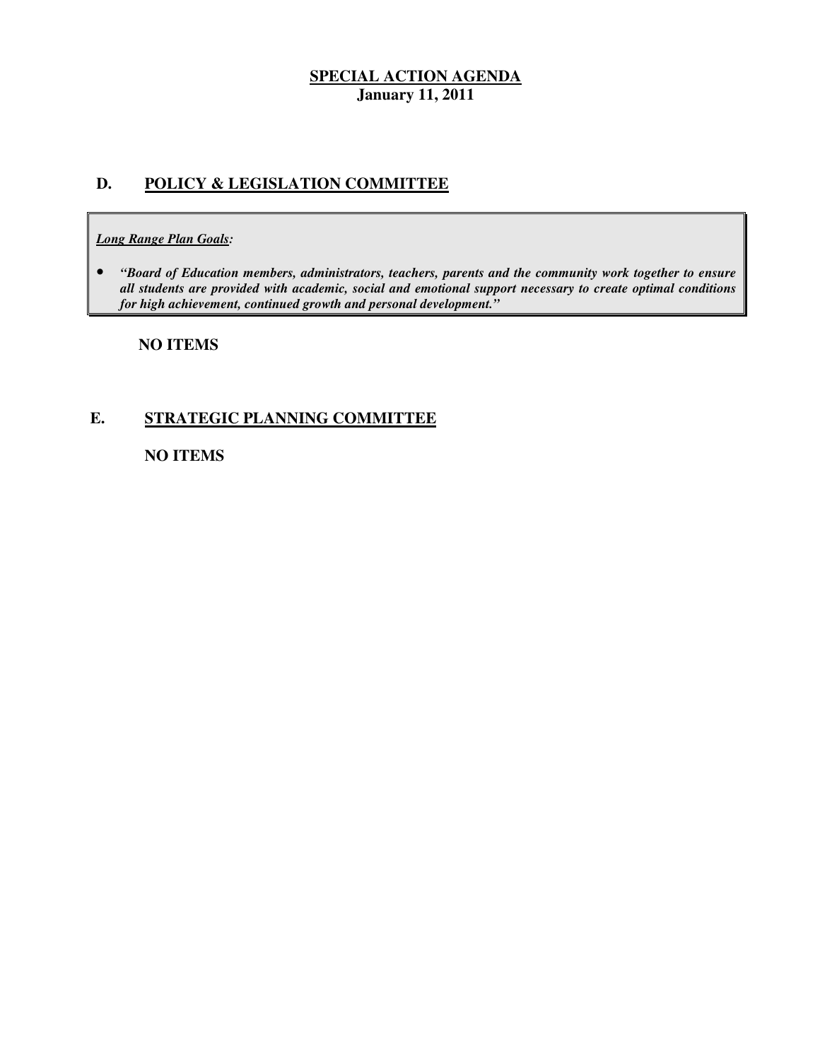**SPECIAL ACTION AGENDA**
**January 11, 2011**

## D. POLICY & LEGISLATION COMMITTEE

***Long Range Plan Goals:***

- ***"Board of Education members, administrators, teachers, parents and the community work together to ensure all students are provided with academic, social and emotional support necessary to create optimal conditions for high achievement, continued growth and personal development."***

**NO ITEMS**

## E. STRATEGIC PLANNING COMMITTEE

**NO ITEMS**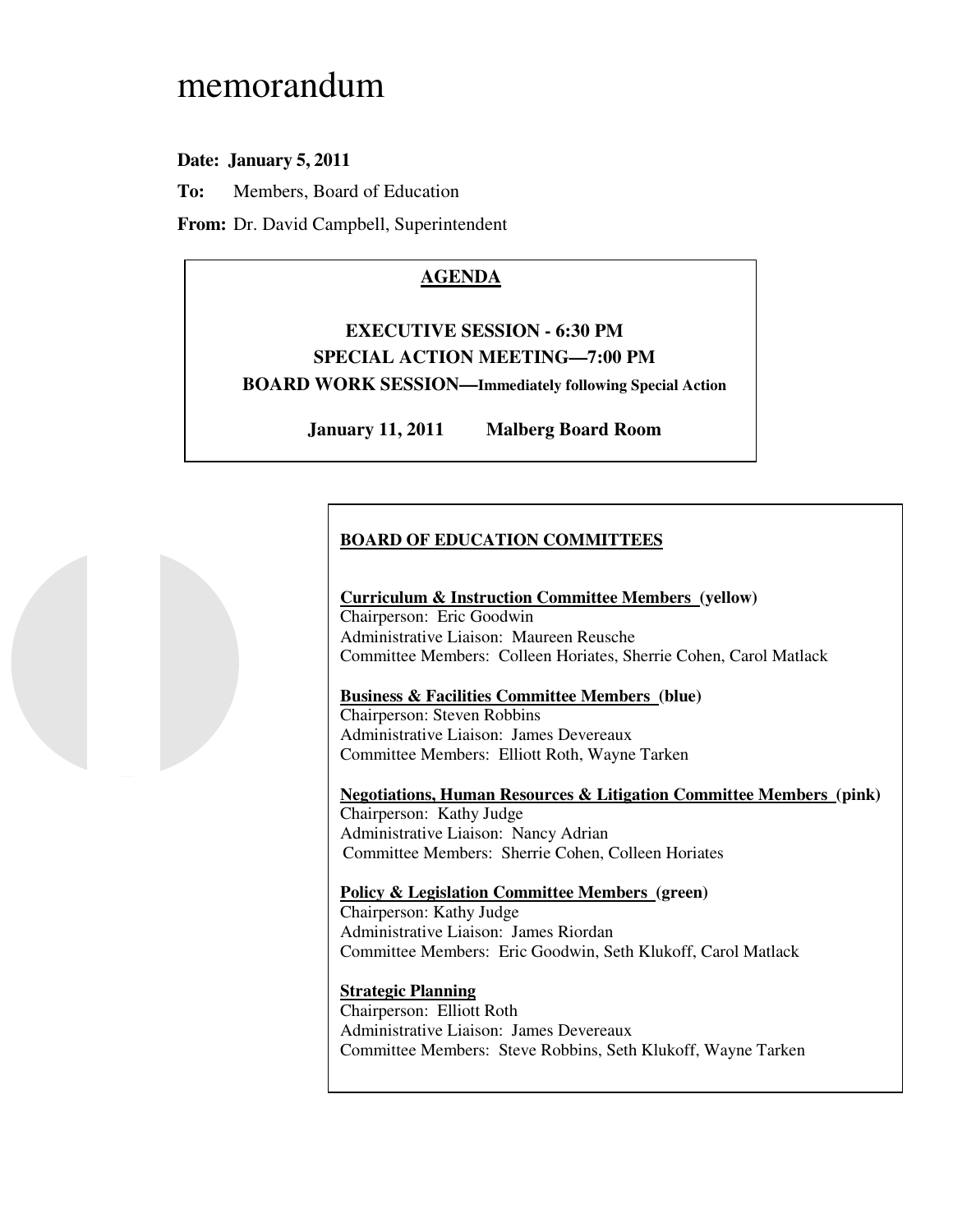# memorandum

**Date: January 5, 2011**

**To:** Members, Board of Education

**From:** Dr. David Campbell, Superintendent

**AGENDA**

**EXECUTIVE SESSION - 6:30 PM**

**SPECIAL ACTION MEETING—7:00 PM**

**BOARD WORK SESSION—Immediately following Special Action**

**January 11, 2011 Malberg Board Room**

**BOARD OF EDUCATION COMMITTEES**

**Curriculum & Instruction Committee Members (yellow)**
Chairperson: Eric Goodwin
Administrative Liaison: Maureen Reusche
Committee Members: Colleen Horiates, Sherrie Cohen, Carol Matlack

**Business & Facilities Committee Members (blue)**
Chairperson: Steven Robbins
Administrative Liaison: James Devereaux
Committee Members: Elliott Roth, Wayne Tarken

**Negotiations, Human Resources & Litigation Committee Members (pink)**
Chairperson: Kathy Judge
Administrative Liaison: Nancy Adrian
Committee Members: Sherrie Cohen, Colleen Horiates

**Policy & Legislation Committee Members (green)**
Chairperson: Kathy Judge
Administrative Liaison: James Riordan
Committee Members: Eric Goodwin, Seth Klukoff, Carol Matlack

**Strategic Planning**
Chairperson: Elliott Roth
Administrative Liaison: James Devereaux
Committee Members: Steve Robbins, Seth Klukoff, Wayne Tarken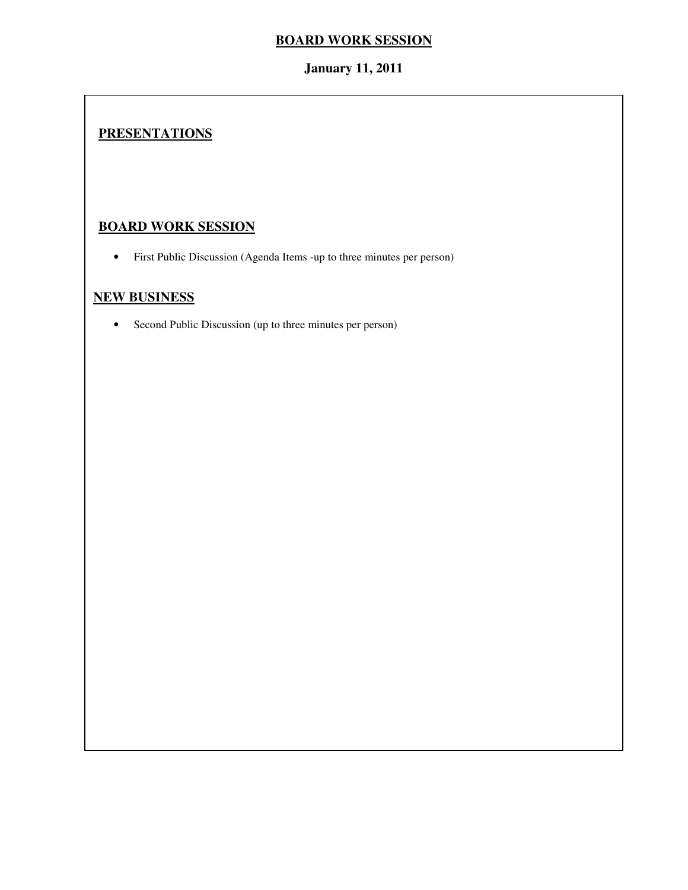# BOARD WORK SESSION

**January 11, 2011**

## PRESENTATIONS

## BOARD WORK SESSION

- First Public Discussion (Agenda Items -up to three minutes per person)

## NEW BUSINESS

- Second Public Discussion (up to three minutes per person)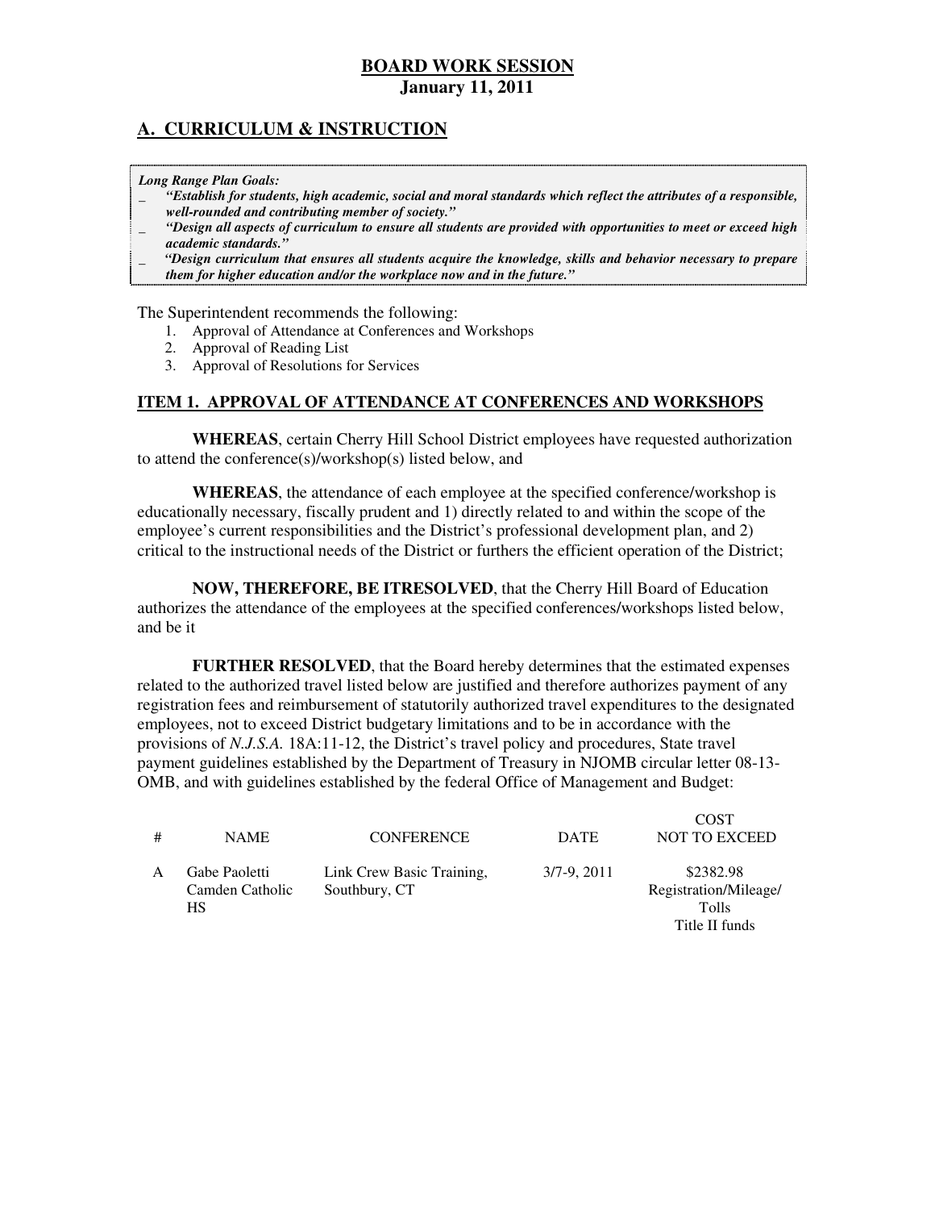## BOARD WORK SESSION
**January 11, 2011**

## A. CURRICULUM & INSTRUCTION

***Long Range Plan Goals:***

- ***"Establish for students, high academic, social and moral standards which reflect the attributes of a responsible, well-rounded and contributing member of society."***
- ***"Design all aspects of curriculum to ensure all students are provided with opportunities to meet or exceed high academic standards."***
- ***"Design curriculum that ensures all students acquire the knowledge, skills and behavior necessary to prepare them for higher education and/or the workplace now and in the future."***

The Superintendent recommends the following:

1. Approval of Attendance at Conferences and Workshops
2. Approval of Reading List
3. Approval of Resolutions for Services

### ITEM 1. APPROVAL OF ATTENDANCE AT CONFERENCES AND WORKSHOPS

**WHEREAS**, certain Cherry Hill School District employees have requested authorization to attend the conference(s)/workshop(s) listed below, and

**WHEREAS**, the attendance of each employee at the specified conference/workshop is educationally necessary, fiscally prudent and 1) directly related to and within the scope of the employee's current responsibilities and the District's professional development plan, and 2) critical to the instructional needs of the District or furthers the efficient operation of the District;

**NOW, THEREFORE, BE ITRESOLVED**, that the Cherry Hill Board of Education authorizes the attendance of the employees at the specified conferences/workshops listed below, and be it

**FURTHER RESOLVED**, that the Board hereby determines that the estimated expenses related to the authorized travel listed below are justified and therefore authorizes payment of any registration fees and reimbursement of statutorily authorized travel expenditures to the designated employees, not to exceed District budgetary limitations and to be in accordance with the provisions of *N.J.S.A.* 18A:11-12, the District's travel policy and procedures, State travel payment guidelines established by the Department of Treasury in NJOMB circular letter 08-13-OMB, and with guidelines established by the federal Office of Management and Budget:

| # | NAME | CONFERENCE | DATE | COST NOT TO EXCEED |
|---|---|---|---|---|
| A | Gabe Paoletti Camden Catholic HS | Link Crew Basic Training, Southbury, CT | 3/7-9, 2011 | $2382.98 Registration/Mileage/ Tolls Title II funds |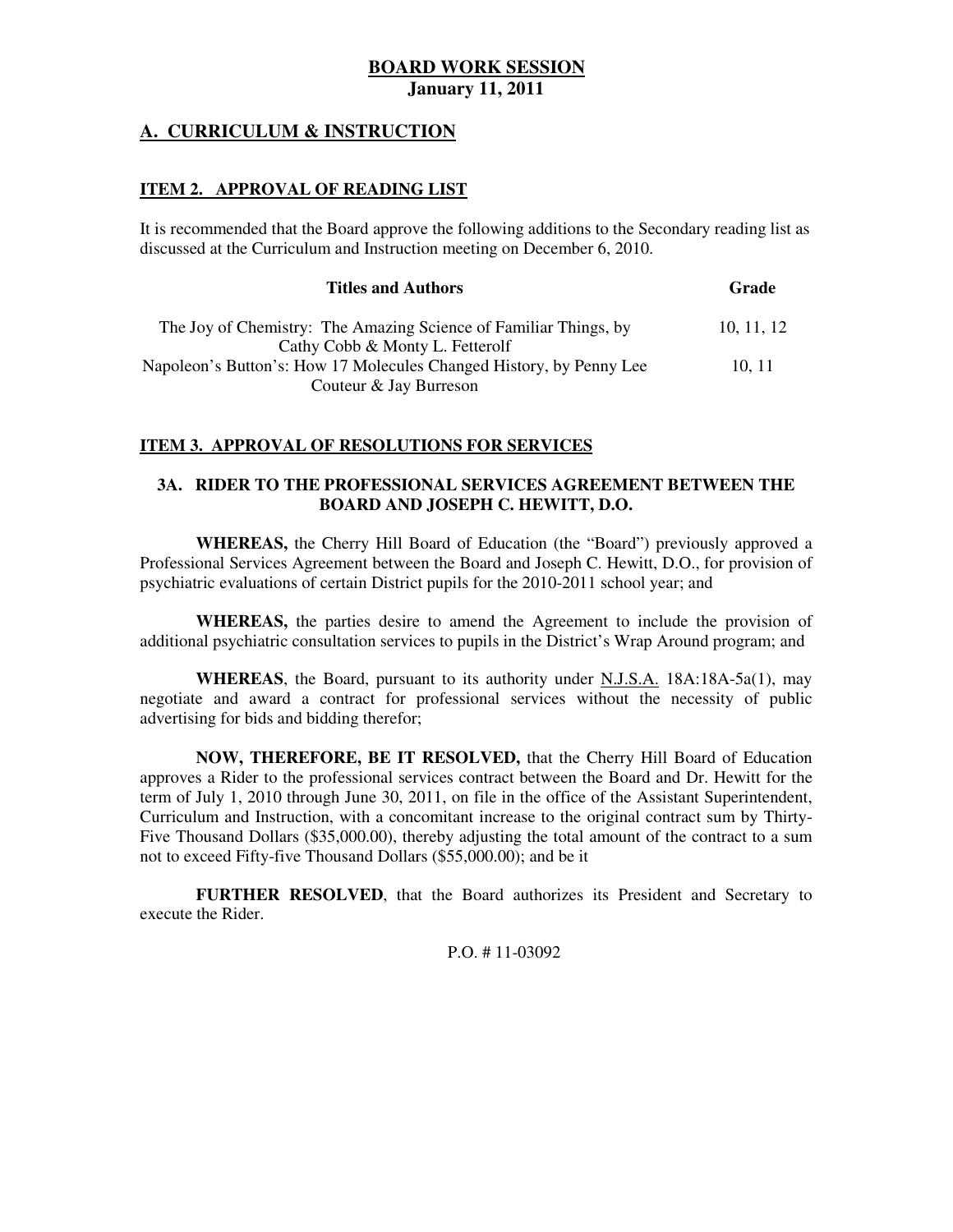**BOARD WORK SESSION**
**January 11, 2011**

## A. CURRICULUM & INSTRUCTION

### ITEM 2. APPROVAL OF READING LIST

It is recommended that the Board approve the following additions to the Secondary reading list as discussed at the Curriculum and Instruction meeting on December 6, 2010.

| Titles and Authors | Grade |
|---|---|
| The Joy of Chemistry: The Amazing Science of Familiar Things, by Cathy Cobb & Monty L. Fetterolf | 10, 11, 12 |
| Napoleon's Button's: How 17 Molecules Changed History, by Penny Lee Couteur & Jay Burreson | 10, 11 |

### ITEM 3. APPROVAL OF RESOLUTIONS FOR SERVICES

#### 3A. RIDER TO THE PROFESSIONAL SERVICES AGREEMENT BETWEEN THE BOARD AND JOSEPH C. HEWITT, D.O.

**WHEREAS,** the Cherry Hill Board of Education (the "Board") previously approved a Professional Services Agreement between the Board and Joseph C. Hewitt, D.O., for provision of psychiatric evaluations of certain District pupils for the 2010-2011 school year; and

**WHEREAS,** the parties desire to amend the Agreement to include the provision of additional psychiatric consultation services to pupils in the District's Wrap Around program; and

**WHEREAS**, the Board, pursuant to its authority under N.J.S.A. 18A:18A-5a(1), may negotiate and award a contract for professional services without the necessity of public advertising for bids and bidding therefor;

**NOW, THEREFORE, BE IT RESOLVED,** that the Cherry Hill Board of Education approves a Rider to the professional services contract between the Board and Dr. Hewitt for the term of July 1, 2010 through June 30, 2011, on file in the office of the Assistant Superintendent, Curriculum and Instruction, with a concomitant increase to the original contract sum by Thirty-Five Thousand Dollars ($35,000.00), thereby adjusting the total amount of the contract to a sum not to exceed Fifty-five Thousand Dollars ($55,000.00); and be it

**FURTHER RESOLVED**, that the Board authorizes its President and Secretary to execute the Rider.

P.O. # 11-03092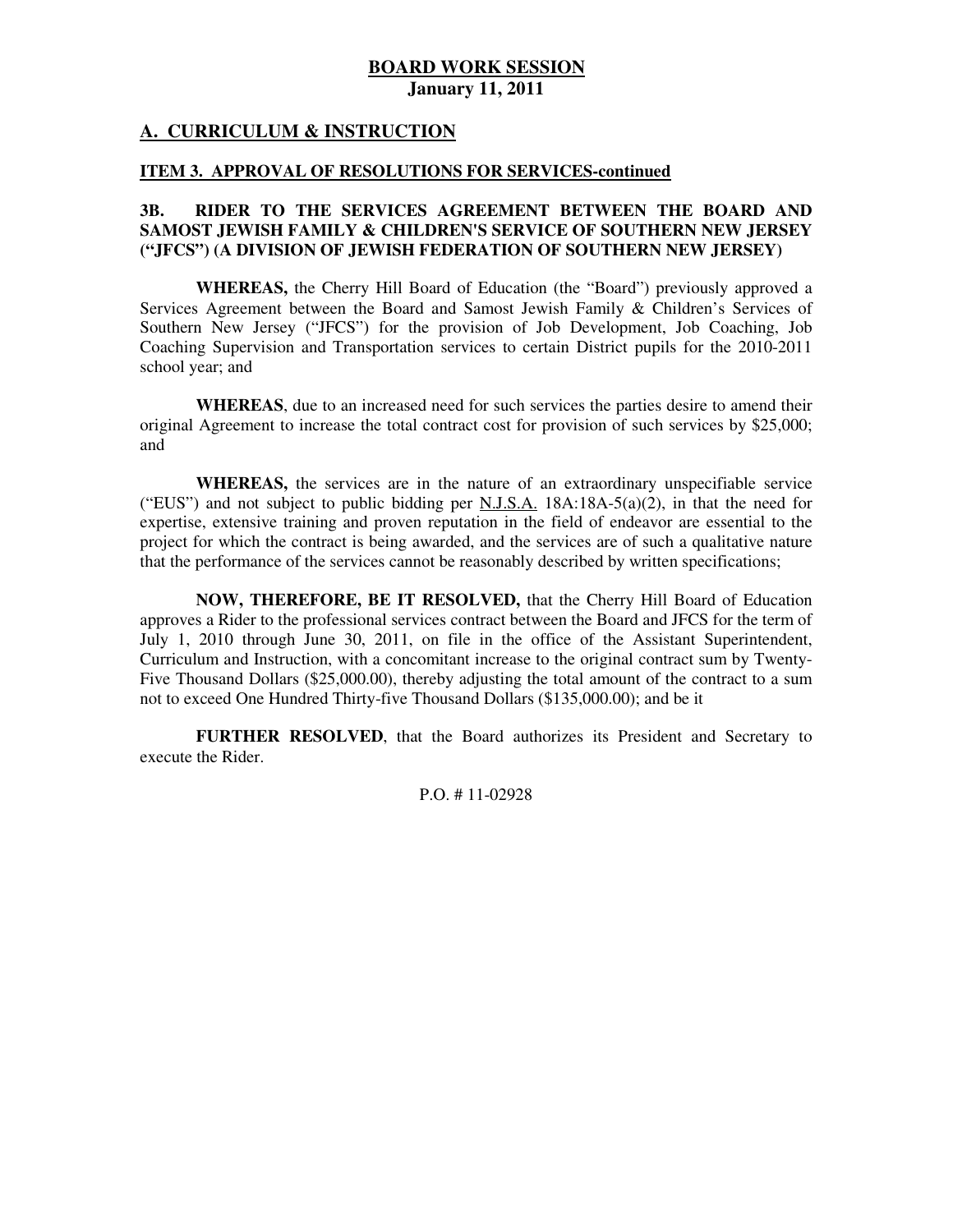**BOARD WORK SESSION**
**January 11, 2011**

## A. CURRICULUM & INSTRUCTION

### ITEM 3. APPROVAL OF RESOLUTIONS FOR SERVICES-continued

### 3B. RIDER TO THE SERVICES AGREEMENT BETWEEN THE BOARD AND SAMOST JEWISH FAMILY & CHILDREN'S SERVICE OF SOUTHERN NEW JERSEY ("JFCS") (A DIVISION OF JEWISH FEDERATION OF SOUTHERN NEW JERSEY)

**WHEREAS,** the Cherry Hill Board of Education (the "Board") previously approved a Services Agreement between the Board and Samost Jewish Family & Children's Services of Southern New Jersey ("JFCS") for the provision of Job Development, Job Coaching, Job Coaching Supervision and Transportation services to certain District pupils for the 2010-2011 school year; and

**WHEREAS**, due to an increased need for such services the parties desire to amend their original Agreement to increase the total contract cost for provision of such services by $25,000; and

**WHEREAS,** the services are in the nature of an extraordinary unspecifiable service ("EUS") and not subject to public bidding per N.J.S.A. 18A:18A-5(a)(2), in that the need for expertise, extensive training and proven reputation in the field of endeavor are essential to the project for which the contract is being awarded, and the services are of such a qualitative nature that the performance of the services cannot be reasonably described by written specifications;

**NOW, THEREFORE, BE IT RESOLVED,** that the Cherry Hill Board of Education approves a Rider to the professional services contract between the Board and JFCS for the term of July 1, 2010 through June 30, 2011, on file in the office of the Assistant Superintendent, Curriculum and Instruction, with a concomitant increase to the original contract sum by Twenty-Five Thousand Dollars ($25,000.00), thereby adjusting the total amount of the contract to a sum not to exceed One Hundred Thirty-five Thousand Dollars ($135,000.00); and be it

**FURTHER RESOLVED**, that the Board authorizes its President and Secretary to execute the Rider.

P.O. # 11-02928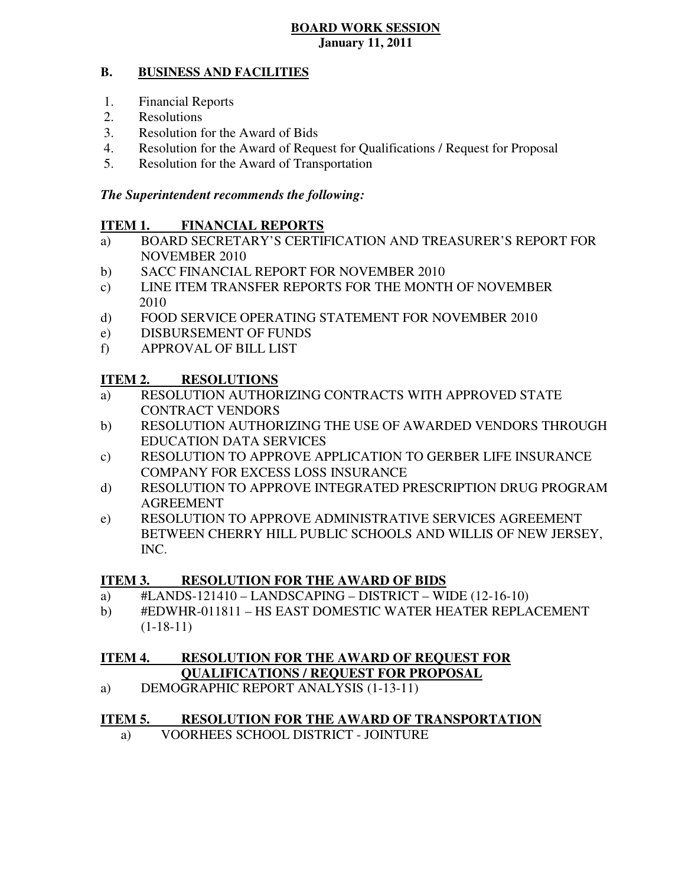**BOARD WORK SESSION**
**January 11, 2011**

## B. BUSINESS AND FACILITIES

1. Financial Reports
2. Resolutions
3. Resolution for the Award of Bids
4. Resolution for the Award of Request for Qualifications / Request for Proposal
5. Resolution for the Award of Transportation

***The Superintendent recommends the following:***

### ITEM 1. FINANCIAL REPORTS

a) BOARD SECRETARY'S CERTIFICATION AND TREASURER'S REPORT FOR NOVEMBER 2010
b) SACC FINANCIAL REPORT FOR NOVEMBER 2010
c) LINE ITEM TRANSFER REPORTS FOR THE MONTH OF NOVEMBER 2010
d) FOOD SERVICE OPERATING STATEMENT FOR NOVEMBER 2010
e) DISBURSEMENT OF FUNDS
f) APPROVAL OF BILL LIST

### ITEM 2. RESOLUTIONS

a) RESOLUTION AUTHORIZING CONTRACTS WITH APPROVED STATE CONTRACT VENDORS
b) RESOLUTION AUTHORIZING THE USE OF AWARDED VENDORS THROUGH EDUCATION DATA SERVICES
c) RESOLUTION TO APPROVE APPLICATION TO GERBER LIFE INSURANCE COMPANY FOR EXCESS LOSS INSURANCE
d) RESOLUTION TO APPROVE INTEGRATED PRESCRIPTION DRUG PROGRAM AGREEMENT
e) RESOLUTION TO APPROVE ADMINISTRATIVE SERVICES AGREEMENT BETWEEN CHERRY HILL PUBLIC SCHOOLS AND WILLIS OF NEW JERSEY, INC.

### ITEM 3. RESOLUTION FOR THE AWARD OF BIDS

a) #LANDS-121410 – LANDSCAPING – DISTRICT – WIDE (12-16-10)
b) #EDWHR-011811 – HS EAST DOMESTIC WATER HEATER REPLACEMENT (1-18-11)

### ITEM 4. RESOLUTION FOR THE AWARD OF REQUEST FOR QUALIFICATIONS / REQUEST FOR PROPOSAL

a) DEMOGRAPHIC REPORT ANALYSIS (1-13-11)

### ITEM 5. RESOLUTION FOR THE AWARD OF TRANSPORTATION

a) VOORHEES SCHOOL DISTRICT - JOINTURE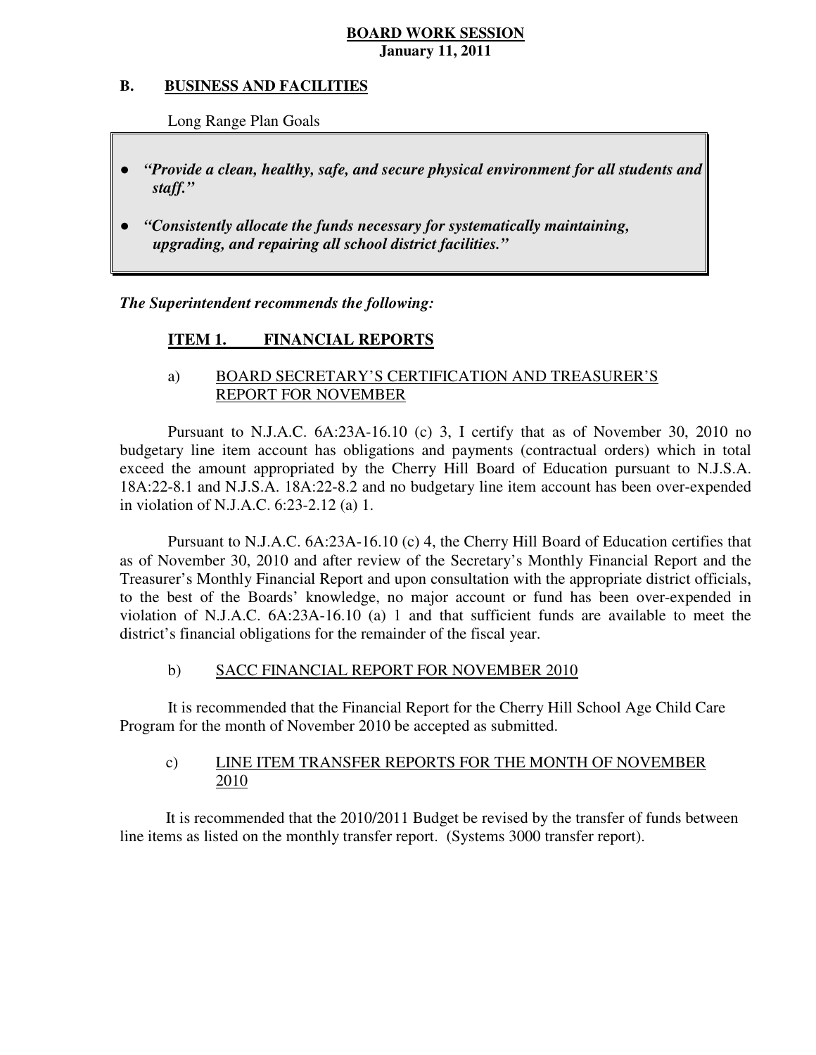**BOARD WORK SESSION**
**January 11, 2011**

## B. BUSINESS AND FACILITIES

Long Range Plan Goals

- ***"Provide a clean, healthy, safe, and secure physical environment for all students and staff."***
- ***"Consistently allocate the funds necessary for systematically maintaining, upgrading, and repairing all school district facilities."***

***The Superintendent recommends the following:***

### ITEM 1. FINANCIAL REPORTS

a) BOARD SECRETARY'S CERTIFICATION AND TREASURER'S REPORT FOR NOVEMBER

Pursuant to N.J.A.C. 6A:23A-16.10 (c) 3, I certify that as of November 30, 2010 no budgetary line item account has obligations and payments (contractual orders) which in total exceed the amount appropriated by the Cherry Hill Board of Education pursuant to N.J.S.A. 18A:22-8.1 and N.J.S.A. 18A:22-8.2 and no budgetary line item account has been over-expended in violation of N.J.A.C. 6:23-2.12 (a) 1.

Pursuant to N.J.A.C. 6A:23A-16.10 (c) 4, the Cherry Hill Board of Education certifies that as of November 30, 2010 and after review of the Secretary's Monthly Financial Report and the Treasurer's Monthly Financial Report and upon consultation with the appropriate district officials, to the best of the Boards' knowledge, no major account or fund has been over-expended in violation of N.J.A.C. 6A:23A-16.10 (a) 1 and that sufficient funds are available to meet the district's financial obligations for the remainder of the fiscal year.

b) SACC FINANCIAL REPORT FOR NOVEMBER 2010

It is recommended that the Financial Report for the Cherry Hill School Age Child Care Program for the month of November 2010 be accepted as submitted.

c) LINE ITEM TRANSFER REPORTS FOR THE MONTH OF NOVEMBER 2010

It is recommended that the 2010/2011 Budget be revised by the transfer of funds between line items as listed on the monthly transfer report. (Systems 3000 transfer report).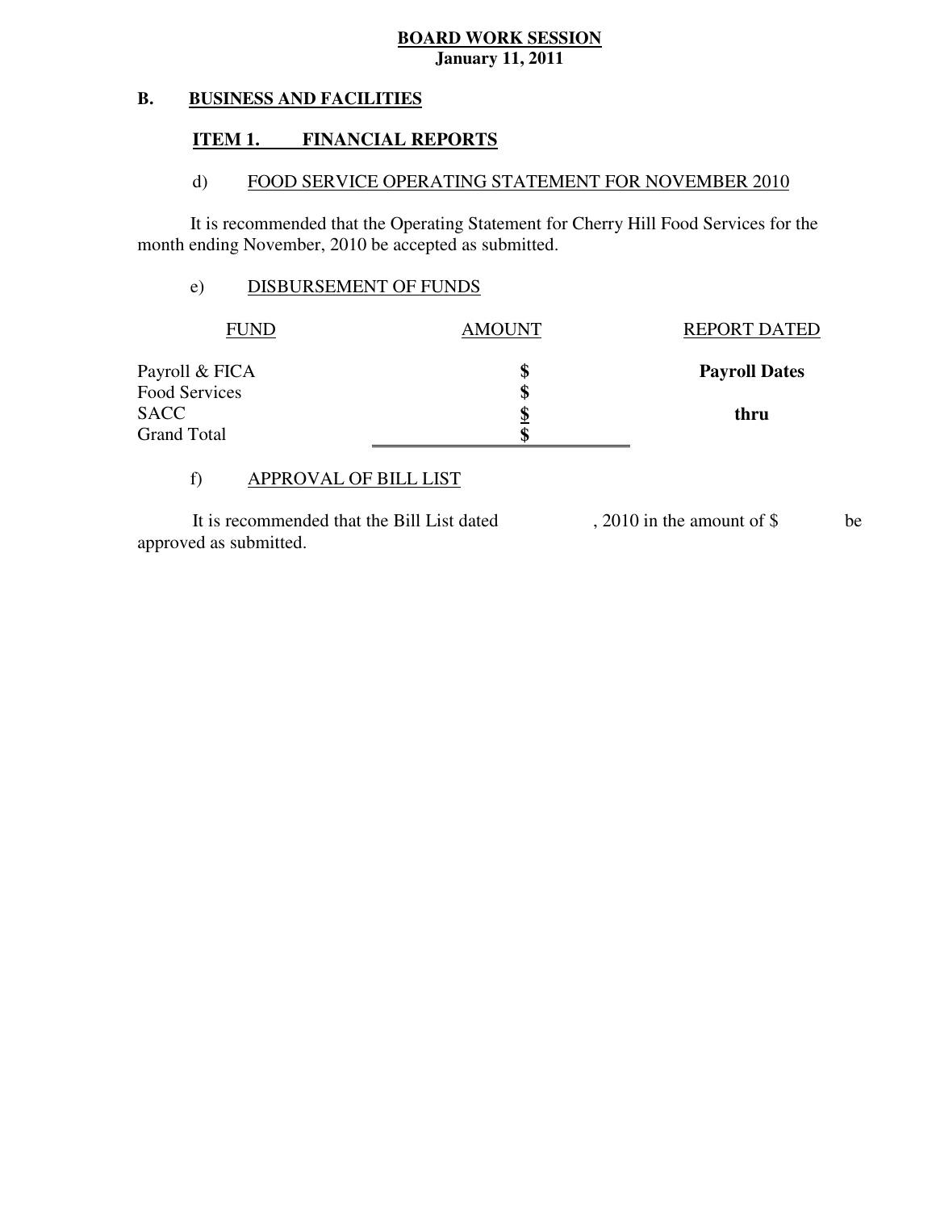**BOARD WORK SESSION**
**January 11, 2011**

## B. BUSINESS AND FACILITIES

### ITEM 1. FINANCIAL REPORTS

d) FOOD SERVICE OPERATING STATEMENT FOR NOVEMBER 2010

It is recommended that the Operating Statement for Cherry Hill Food Services for the month ending November, 2010 be accepted as submitted.

e) DISBURSEMENT OF FUNDS

| FUND | AMOUNT | REPORT DATED |
|---|---|---|
| Payroll & FICA | $ | **Payroll Dates** |
| Food Services | $ | |
| SACC | $ | **thru** |
| Grand Total | $ | |

f) APPROVAL OF BILL LIST

It is recommended that the Bill List dated , 2010 in the amount of $ be approved as submitted.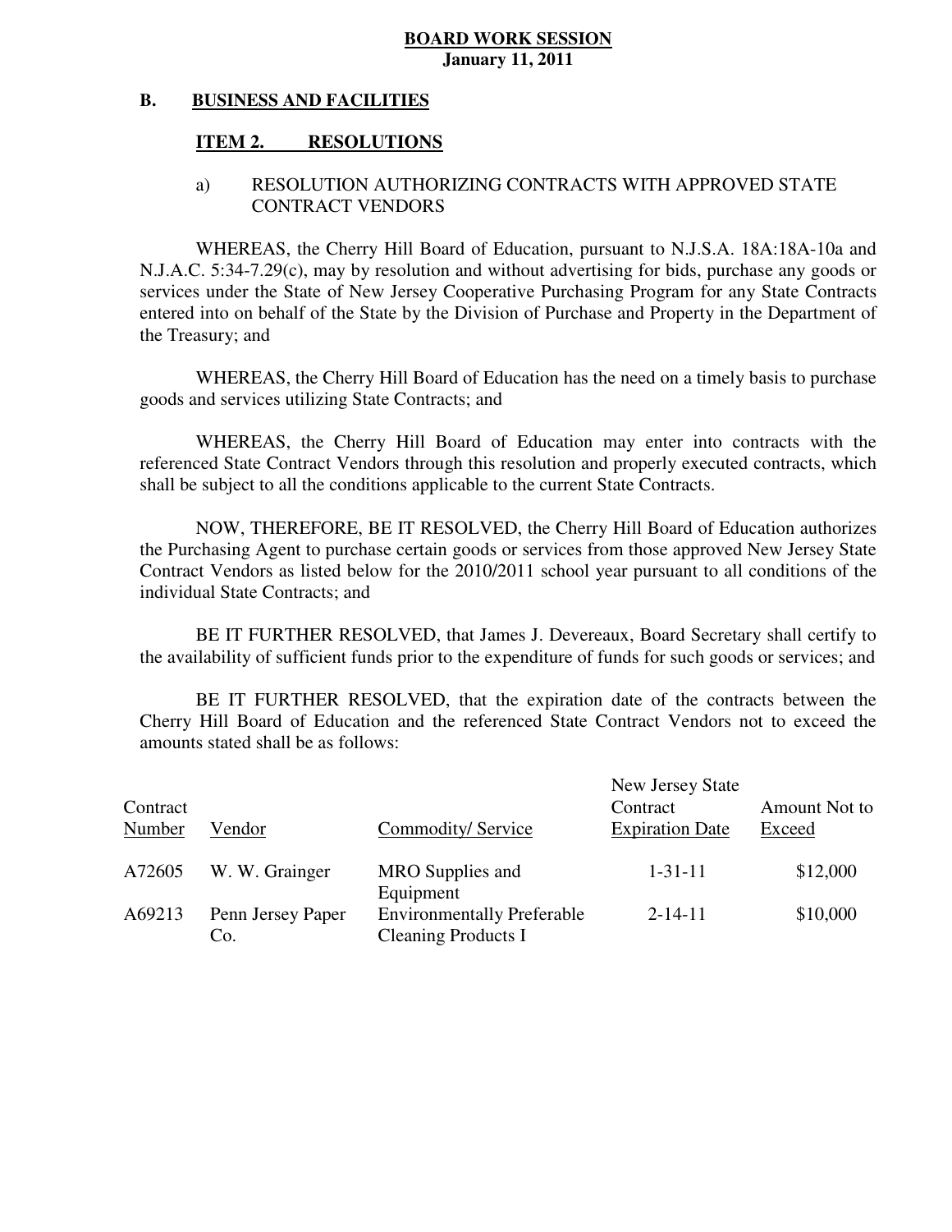**BOARD WORK SESSION**
**January 11, 2011**

**B. BUSINESS AND FACILITIES**

**ITEM 2. RESOLUTIONS**

a) RESOLUTION AUTHORIZING CONTRACTS WITH APPROVED STATE CONTRACT VENDORS

WHEREAS, the Cherry Hill Board of Education, pursuant to N.J.S.A. 18A:18A-10a and N.J.A.C. 5:34-7.29(c), may by resolution and without advertising for bids, purchase any goods or services under the State of New Jersey Cooperative Purchasing Program for any State Contracts entered into on behalf of the State by the Division of Purchase and Property in the Department of the Treasury; and

WHEREAS, the Cherry Hill Board of Education has the need on a timely basis to purchase goods and services utilizing State Contracts; and

WHEREAS, the Cherry Hill Board of Education may enter into contracts with the referenced State Contract Vendors through this resolution and properly executed contracts, which shall be subject to all the conditions applicable to the current State Contracts.

NOW, THEREFORE, BE IT RESOLVED, the Cherry Hill Board of Education authorizes the Purchasing Agent to purchase certain goods or services from those approved New Jersey State Contract Vendors as listed below for the 2010/2011 school year pursuant to all conditions of the individual State Contracts; and

BE IT FURTHER RESOLVED, that James J. Devereaux, Board Secretary shall certify to the availability of sufficient funds prior to the expenditure of funds for such goods or services; and

BE IT FURTHER RESOLVED, that the expiration date of the contracts between the Cherry Hill Board of Education and the referenced State Contract Vendors not to exceed the amounts stated shall be as follows:

| Contract Number | Vendor | Commodity/ Service | New Jersey State Contract Expiration Date | Amount Not to Exceed |
|---|---|---|---|---|
| A72605 | W. W. Grainger | MRO Supplies and Equipment | 1-31-11 | $12,000 |
| A69213 | Penn Jersey Paper Co. | Environmentally Preferable Cleaning Products I | 2-14-11 | $10,000 |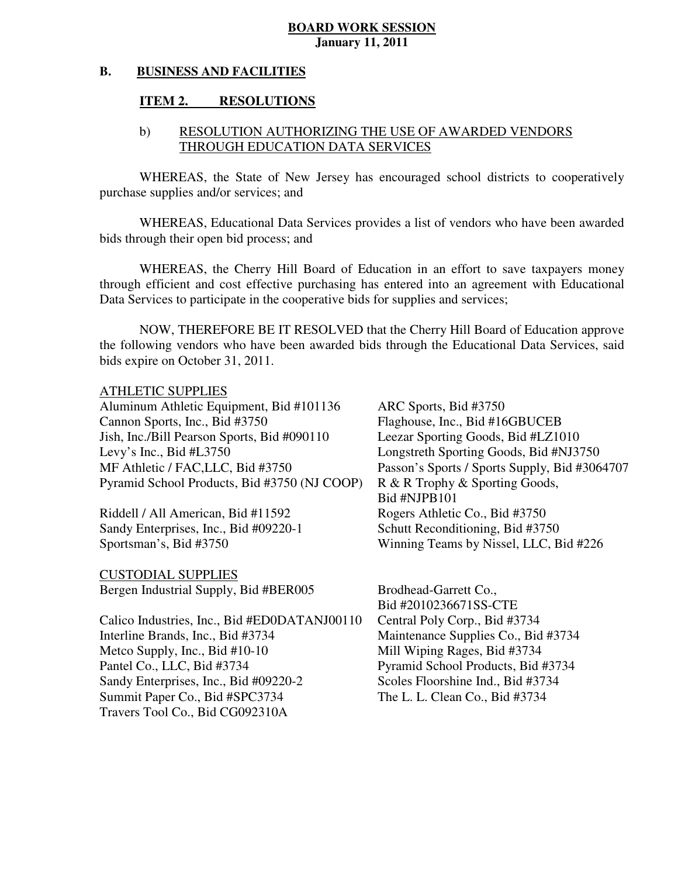**BOARD WORK SESSION**
**January 11, 2011**

## B. BUSINESS AND FACILITIES

### ITEM 2. RESOLUTIONS

b) RESOLUTION AUTHORIZING THE USE OF AWARDED VENDORS THROUGH EDUCATION DATA SERVICES

WHEREAS, the State of New Jersey has encouraged school districts to cooperatively purchase supplies and/or services; and

WHEREAS, Educational Data Services provides a list of vendors who have been awarded bids through their open bid process; and

WHEREAS, the Cherry Hill Board of Education in an effort to save taxpayers money through efficient and cost effective purchasing has entered into an agreement with Educational Data Services to participate in the cooperative bids for supplies and services;

NOW, THEREFORE BE IT RESOLVED that the Cherry Hill Board of Education approve the following vendors who have been awarded bids through the Educational Data Services, said bids expire on October 31, 2011.

ATHLETIC SUPPLIES

Aluminum Athletic Equipment, Bid #101136
ARC Sports, Bid #3750
Cannon Sports, Inc., Bid #3750
Flaghouse, Inc., Bid #16GBUCEB
Jish, Inc./Bill Pearson Sports, Bid #090110
Leezar Sporting Goods, Bid #LZ1010
Levy's Inc., Bid #L3750
Longstreth Sporting Goods, Bid #NJ3750
MF Athletic / FAC,LLC, Bid #3750
Passon's Sports / Sports Supply, Bid #3064707
Pyramid School Products, Bid #3750 (NJ COOP)
R & R Trophy & Sporting Goods, Bid #NJPB101
Riddell / All American, Bid #11592
Rogers Athletic Co., Bid #3750
Sandy Enterprises, Inc., Bid #09220-1
Schutt Reconditioning, Bid #3750
Sportsman's, Bid #3750
Winning Teams by Nissel, LLC, Bid #226

CUSTODIAL SUPPLIES

Bergen Industrial Supply, Bid #BER005
Brodhead-Garrett Co., Bid #2010236671SS-CTE
Calico Industries, Inc., Bid #ED0DATANJ00110
Central Poly Corp., Bid #3734
Interline Brands, Inc., Bid #3734
Maintenance Supplies Co., Bid #3734
Metco Supply, Inc., Bid #10-10
Mill Wiping Rages, Bid #3734
Pantel Co., LLC, Bid #3734
Pyramid School Products, Bid #3734
Sandy Enterprises, Inc., Bid #09220-2
Scoles Floorshine Ind., Bid #3734
Summit Paper Co., Bid #SPC3734
The L. L. Clean Co., Bid #3734
Travers Tool Co., Bid CG092310A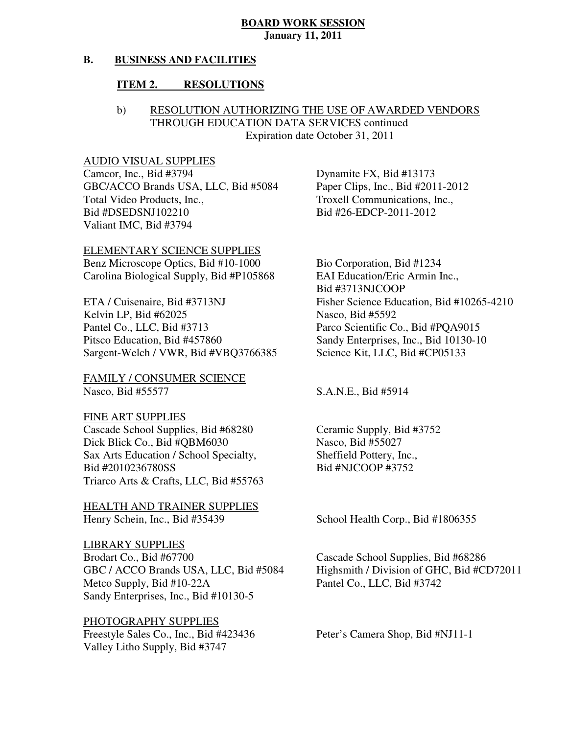**BOARD WORK SESSION**
**January 11, 2011**

**B. BUSINESS AND FACILITIES**

**ITEM 2. RESOLUTIONS**

b) RESOLUTION AUTHORIZING THE USE OF AWARDED VENDORS THROUGH EDUCATION DATA SERVICES continued
Expiration date October 31, 2011

AUDIO VISUAL SUPPLIES

Camcor, Inc., Bid #3794
GBC/ACCO Brands USA, LLC, Bid #5084
Total Video Products, Inc., Bid #DSEDSNJ102210
Valiant IMC, Bid #3794
Dynamite FX, Bid #13173
Paper Clips, Inc., Bid #2011-2012
Troxell Communications, Inc., Bid #26-EDCP-2011-2012

ELEMENTARY SCIENCE SUPPLIES

Benz Microscope Optics, Bid #10-1000
Bio Corporation, Bid #1234
Carolina Biological Supply, Bid #P105868
EAI Education/Eric Armin Inc., Bid #3713NJCOOP
ETA / Cuisenaire, Bid #3713NJ
Fisher Science Education, Bid #10265-4210
Kelvin LP, Bid #62025
Nasco, Bid #5592
Pantel Co., LLC, Bid #3713
Parco Scientific Co., Bid #PQA9015
Pitsco Education, Bid #457860
Sandy Enterprises, Inc., Bid 10130-10
Sargent-Welch / VWR, Bid #VBQ3766385
Science Kit, LLC, Bid #CP05133

FAMILY / CONSUMER SCIENCE

Nasco, Bid #55577
S.A.N.E., Bid #5914

FINE ART SUPPLIES

Cascade School Supplies, Bid #68280
Ceramic Supply, Bid #3752
Dick Blick Co., Bid #QBM6030
Nasco, Bid #55027
Sax Arts Education / School Specialty, Bid #2010236780SS
Sheffield Pottery, Inc., Bid #NJCOOP #3752
Triarco Arts & Crafts, LLC, Bid #55763

HEALTH AND TRAINER SUPPLIES

Henry Schein, Inc., Bid #35439
School Health Corp., Bid #1806355

LIBRARY SUPPLIES

Brodart Co., Bid #67700
Cascade School Supplies, Bid #68286
GBC / ACCO Brands USA, LLC, Bid #5084
Highsmith / Division of GHC, Bid #CD72011
Metco Supply, Bid #10-22A
Pantel Co., LLC, Bid #3742
Sandy Enterprises, Inc., Bid #10130-5

PHOTOGRAPHY SUPPLIES

Freestyle Sales Co., Inc., Bid #423436
Peter's Camera Shop, Bid #NJ11-1
Valley Litho Supply, Bid #3747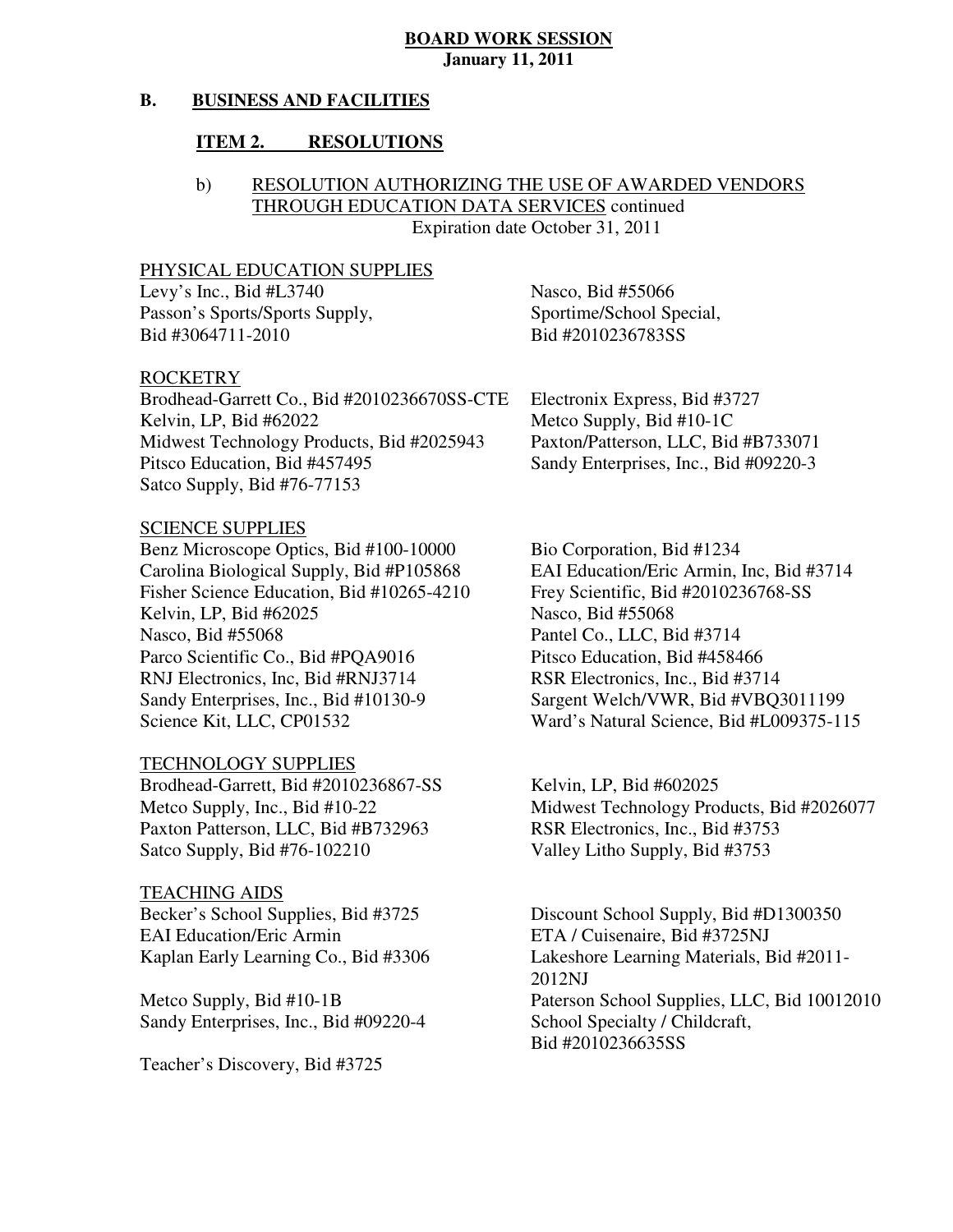**BOARD WORK SESSION**
**January 11, 2011**

**B. BUSINESS AND FACILITIES**

**ITEM 2. RESOLUTIONS**

b) RESOLUTION AUTHORIZING THE USE OF AWARDED VENDORS THROUGH EDUCATION DATA SERVICES continued
Expiration date October 31, 2011

PHYSICAL EDUCATION SUPPLIES

Levy's Inc., Bid #L3740
Nasco, Bid #55066
Passon's Sports/Sports Supply, Bid #3064711-2010
Sportime/School Special, Bid #2010236783SS

ROCKETRY

Brodhead-Garrett Co., Bid #2010236670SS-CTE
Electronix Express, Bid #3727
Kelvin, LP, Bid #62022
Metco Supply, Bid #10-1C
Midwest Technology Products, Bid #2025943
Paxton/Patterson, LLC, Bid #B733071
Pitsco Education, Bid #457495
Sandy Enterprises, Inc., Bid #09220-3
Satco Supply, Bid #76-77153

SCIENCE SUPPLIES

Benz Microscope Optics, Bid #100-10000
Bio Corporation, Bid #1234
Carolina Biological Supply, Bid #P105868
EAI Education/Eric Armin, Inc, Bid #3714
Fisher Science Education, Bid #10265-4210
Frey Scientific, Bid #2010236768-SS
Kelvin, LP, Bid #62025
Nasco, Bid #55068
Nasco, Bid #55068
Pantel Co., LLC, Bid #3714
Parco Scientific Co., Bid #PQA9016
Pitsco Education, Bid #458466
RNJ Electronics, Inc, Bid #RNJ3714
RSR Electronics, Inc., Bid #3714
Sandy Enterprises, Inc., Bid #10130-9
Sargent Welch/VWR, Bid #VBQ3011199
Science Kit, LLC, CP01532
Ward's Natural Science, Bid #L009375-115

TECHNOLOGY SUPPLIES

Brodhead-Garrett, Bid #2010236867-SS
Kelvin, LP, Bid #602025
Metco Supply, Inc., Bid #10-22
Midwest Technology Products, Bid #2026077
Paxton Patterson, LLC, Bid #B732963
RSR Electronics, Inc., Bid #3753
Satco Supply, Bid #76-102210
Valley Litho Supply, Bid #3753

TEACHING AIDS

Becker's School Supplies, Bid #3725
Discount School Supply, Bid #D1300350
EAI Education/Eric Armin
ETA / Cuisenaire, Bid #3725NJ
Kaplan Early Learning Co., Bid #3306
Lakeshore Learning Materials, Bid #2011-2012NJ
Metco Supply, Bid #10-1B
Paterson School Supplies, LLC, Bid 10012010
Sandy Enterprises, Inc., Bid #09220-4
School Specialty / Childcraft, Bid #2010236635SS
Teacher's Discovery, Bid #3725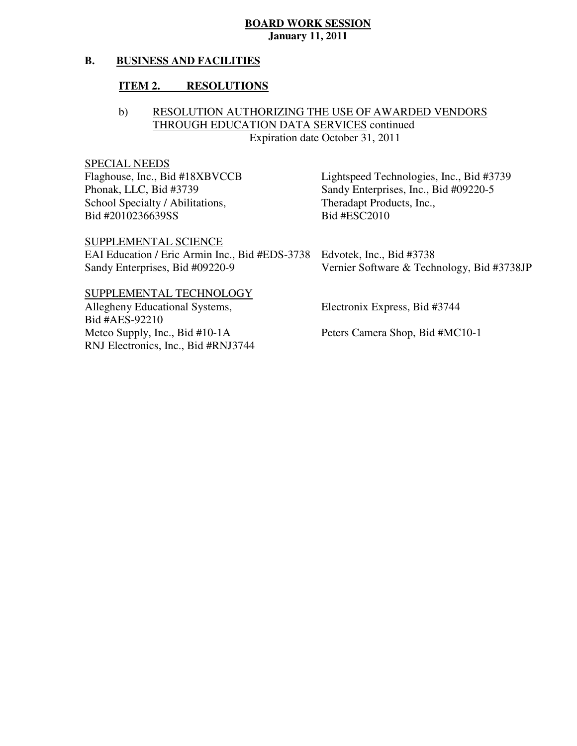**BOARD WORK SESSION**
**January 11, 2011**

## B. BUSINESS AND FACILITIES

### ITEM 2. RESOLUTIONS

b) RESOLUTION AUTHORIZING THE USE OF AWARDED VENDORS THROUGH EDUCATION DATA SERVICES continued
Expiration date October 31, 2011

SPECIAL NEEDS

Flaghouse, Inc., Bid #18XBVCCB
Phonak, LLC, Bid #3739
School Specialty / Abilitations, Bid #2010236639SS
Lightspeed Technologies, Inc., Bid #3739
Sandy Enterprises, Inc., Bid #09220-5
Theradapt Products, Inc., Bid #ESC2010

SUPPLEMENTAL SCIENCE

EAI Education / Eric Armin Inc., Bid #EDS-3738
Sandy Enterprises, Bid #09220-9
Edvotek, Inc., Bid #3738
Vernier Software & Technology, Bid #3738JP

SUPPLEMENTAL TECHNOLOGY

Allegheny Educational Systems, Bid #AES-92210
Metco Supply, Inc., Bid #10-1A
RNJ Electronics, Inc., Bid #RNJ3744
Electronix Express, Bid #3744
Peters Camera Shop, Bid #MC10-1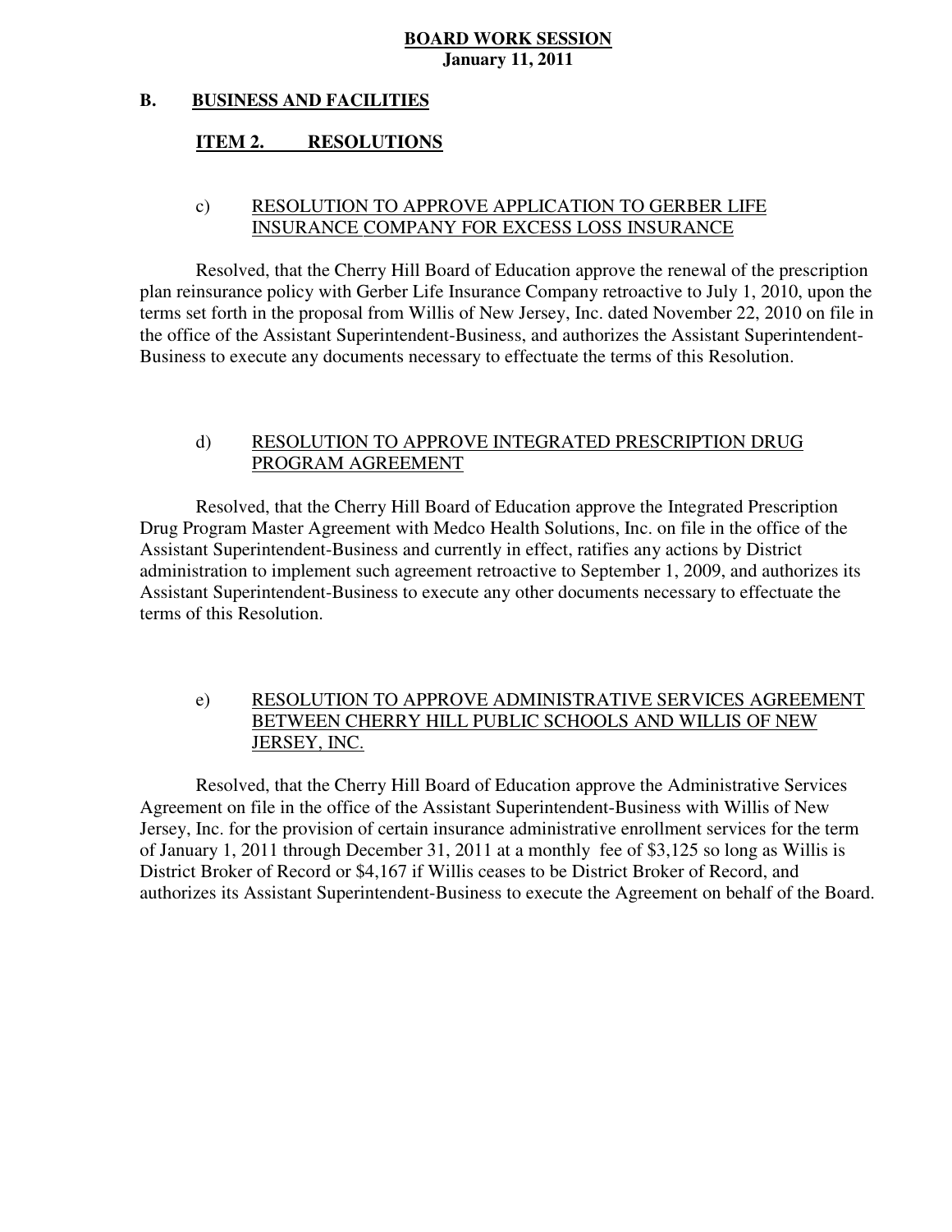**BOARD WORK SESSION**
**January 11, 2011**

## B. BUSINESS AND FACILITIES

### ITEM 2. RESOLUTIONS

#### c) RESOLUTION TO APPROVE APPLICATION TO GERBER LIFE INSURANCE COMPANY FOR EXCESS LOSS INSURANCE

Resolved, that the Cherry Hill Board of Education approve the renewal of the prescription plan reinsurance policy with Gerber Life Insurance Company retroactive to July 1, 2010, upon the terms set forth in the proposal from Willis of New Jersey, Inc. dated November 22, 2010 on file in the office of the Assistant Superintendent-Business, and authorizes the Assistant Superintendent-Business to execute any documents necessary to effectuate the terms of this Resolution.

#### d) RESOLUTION TO APPROVE INTEGRATED PRESCRIPTION DRUG PROGRAM AGREEMENT

Resolved, that the Cherry Hill Board of Education approve the Integrated Prescription Drug Program Master Agreement with Medco Health Solutions, Inc. on file in the office of the Assistant Superintendent-Business and currently in effect, ratifies any actions by District administration to implement such agreement retroactive to September 1, 2009, and authorizes its Assistant Superintendent-Business to execute any other documents necessary to effectuate the terms of this Resolution.

#### e) RESOLUTION TO APPROVE ADMINISTRATIVE SERVICES AGREEMENT BETWEEN CHERRY HILL PUBLIC SCHOOLS AND WILLIS OF NEW JERSEY, INC.

Resolved, that the Cherry Hill Board of Education approve the Administrative Services Agreement on file in the office of the Assistant Superintendent-Business with Willis of New Jersey, Inc. for the provision of certain insurance administrative enrollment services for the term of January 1, 2011 through December 31, 2011 at a monthly fee of $3,125 so long as Willis is District Broker of Record or $4,167 if Willis ceases to be District Broker of Record, and authorizes its Assistant Superintendent-Business to execute the Agreement on behalf of the Board.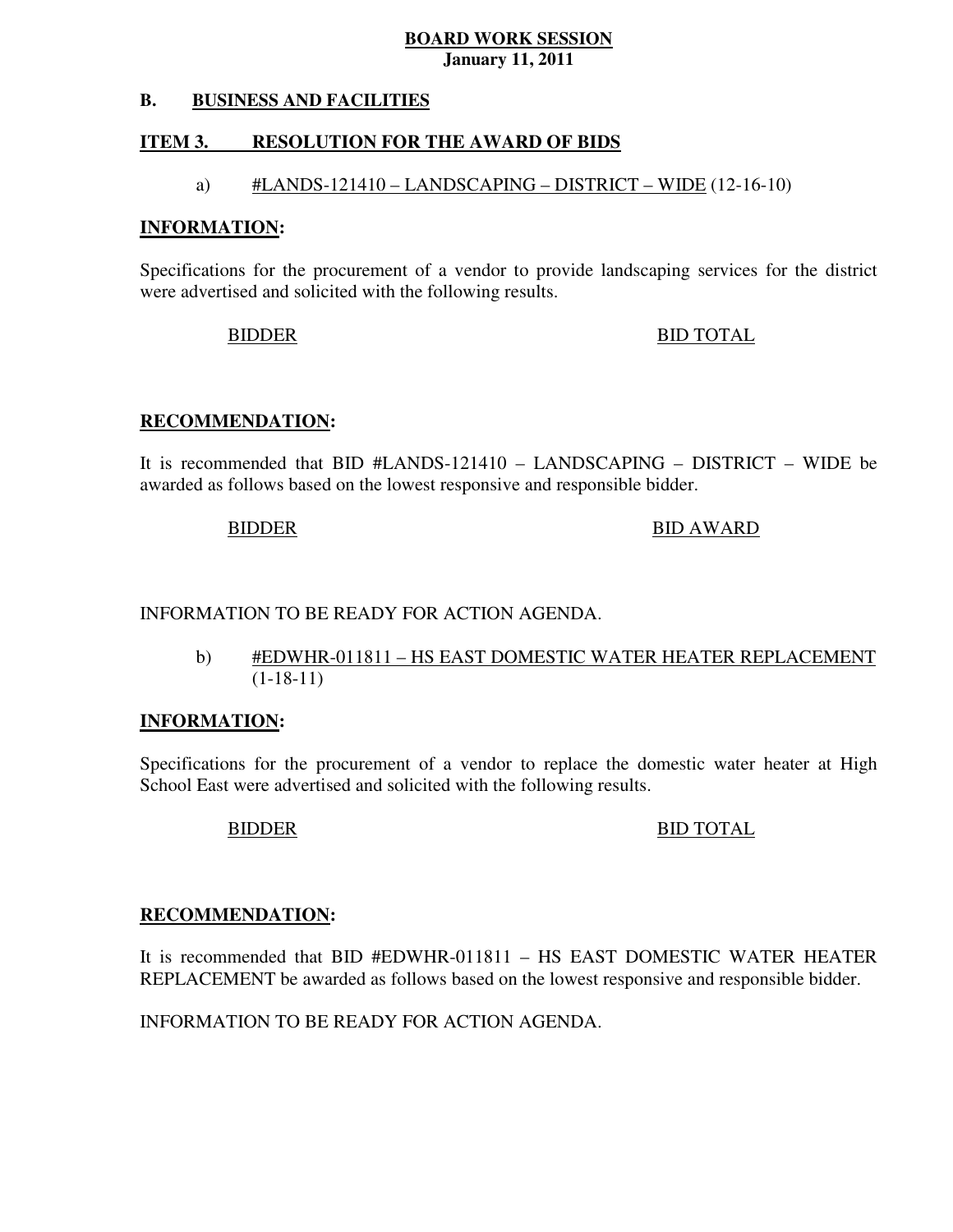**BOARD WORK SESSION**
**January 11, 2011**

## B. BUSINESS AND FACILITIES

### ITEM 3. RESOLUTION FOR THE AWARD OF BIDS

a) #LANDS-121410 – LANDSCAPING – DISTRICT – WIDE (12-16-10)

**INFORMATION:**

Specifications for the procurement of a vendor to provide landscaping services for the district were advertised and solicited with the following results.

| BIDDER | BID TOTAL |
|---|---|

**RECOMMENDATION:**

It is recommended that BID #LANDS-121410 – LANDSCAPING – DISTRICT – WIDE be awarded as follows based on the lowest responsive and responsible bidder.

| BIDDER | BID AWARD |
|---|---|

INFORMATION TO BE READY FOR ACTION AGENDA.

b) #EDWHR-011811 – HS EAST DOMESTIC WATER HEATER REPLACEMENT (1-18-11)

**INFORMATION:**

Specifications for the procurement of a vendor to replace the domestic water heater at High School East were advertised and solicited with the following results.

| BIDDER | BID TOTAL |
|---|---|

**RECOMMENDATION:**

It is recommended that BID #EDWHR-011811 – HS EAST DOMESTIC WATER HEATER REPLACEMENT be awarded as follows based on the lowest responsive and responsible bidder.

INFORMATION TO BE READY FOR ACTION AGENDA.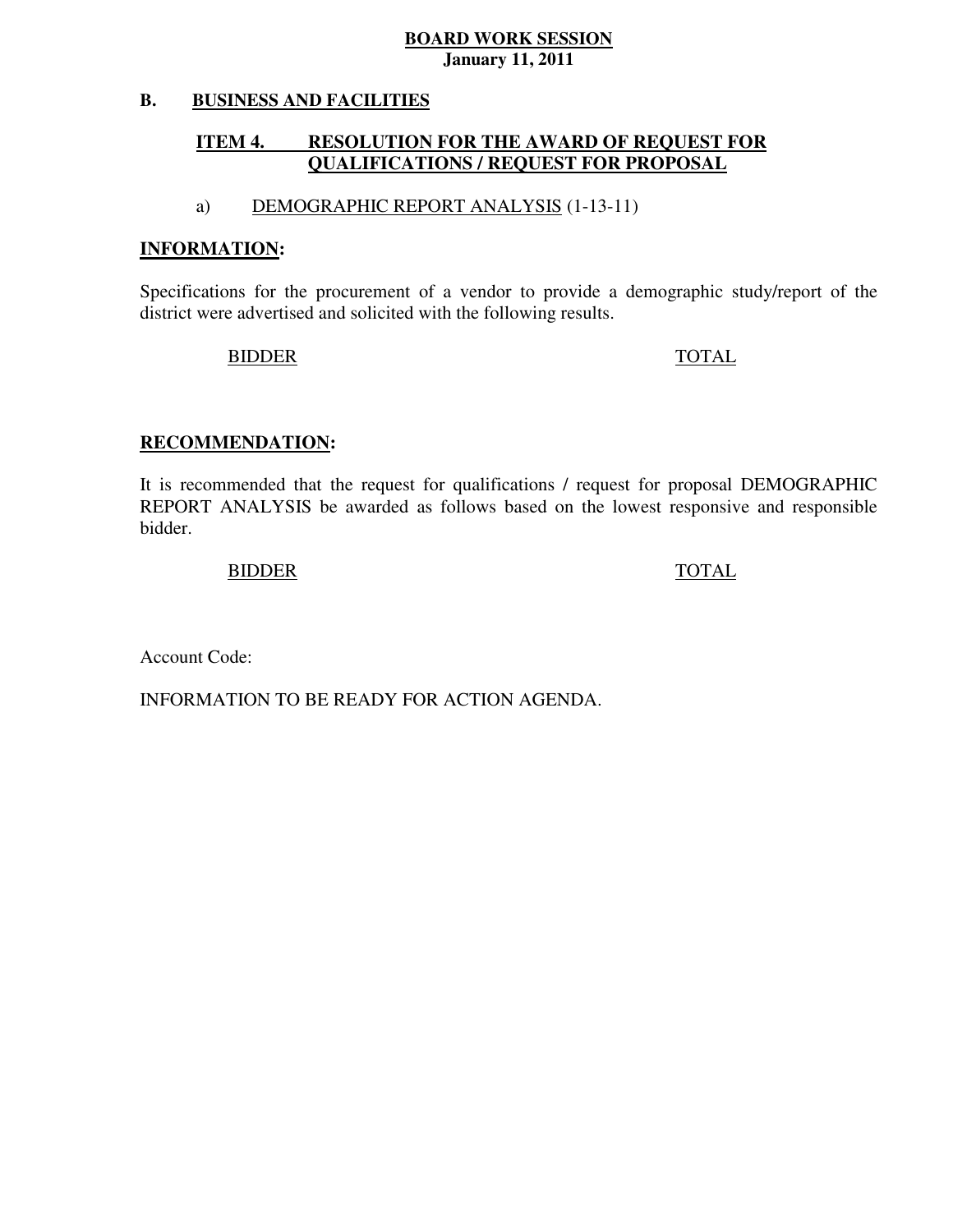**BOARD WORK SESSION**
**January 11, 2011**

**B. BUSINESS AND FACILITIES**

**ITEM 4. RESOLUTION FOR THE AWARD OF REQUEST FOR QUALIFICATIONS / REQUEST FOR PROPOSAL**

a) DEMOGRAPHIC REPORT ANALYSIS (1-13-11)

**INFORMATION:**

Specifications for the procurement of a vendor to provide a demographic study/report of the district were advertised and solicited with the following results.

| BIDDER | TOTAL |
| --- | --- |

**RECOMMENDATION:**

It is recommended that the request for qualifications / request for proposal DEMOGRAPHIC REPORT ANALYSIS be awarded as follows based on the lowest responsive and responsible bidder.

| BIDDER | TOTAL |
| --- | --- |

Account Code:

INFORMATION TO BE READY FOR ACTION AGENDA.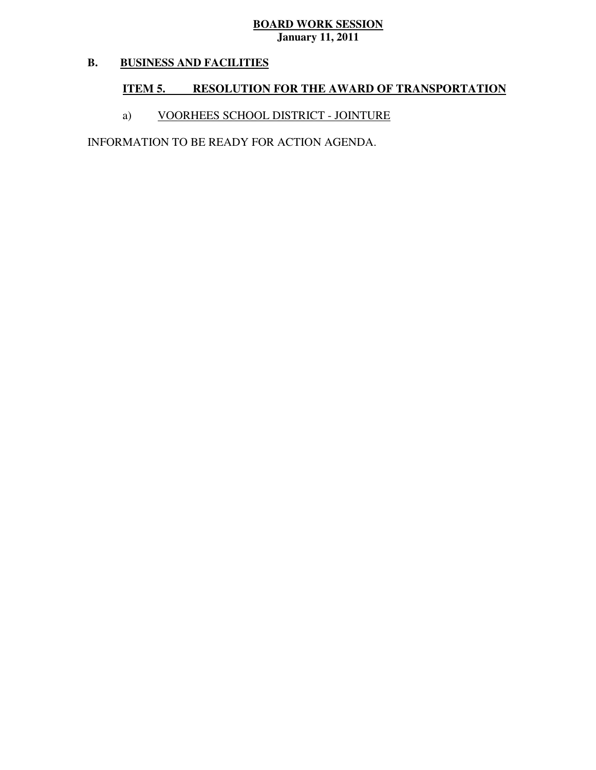**BOARD WORK SESSION**
**January 11, 2011**

## B. BUSINESS AND FACILITIES

### ITEM 5. RESOLUTION FOR THE AWARD OF TRANSPORTATION

a) VOORHEES SCHOOL DISTRICT - JOINTURE

INFORMATION TO BE READY FOR ACTION AGENDA.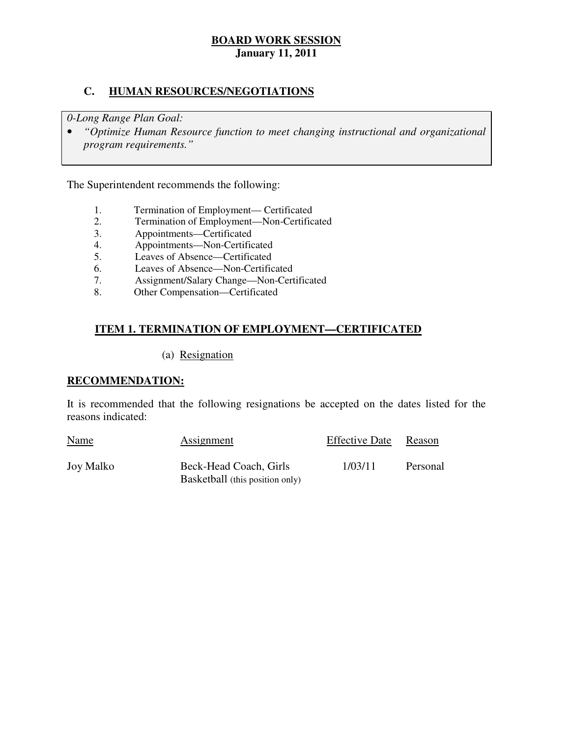**BOARD WORK SESSION**
**January 11, 2011**

## C. HUMAN RESOURCES/NEGOTIATIONS

*0-Long Range Plan Goal:*

- *"Optimize Human Resource function to meet changing instructional and organizational program requirements."*

The Superintendent recommends the following:

1. Termination of Employment— Certificated
2. Termination of Employment—Non-Certificated
3. Appointments—Certificated
4. Appointments—Non-Certificated
5. Leaves of Absence—Certificated
6. Leaves of Absence—Non-Certificated
7. Assignment/Salary Change—Non-Certificated
8. Other Compensation—Certificated

### ITEM 1. TERMINATION OF EMPLOYMENT—CERTIFICATED

(a) Resignation

**RECOMMENDATION:**

It is recommended that the following resignations be accepted on the dates listed for the reasons indicated:

| Name | Assignment | Effective Date | Reason |
|---|---|---|---|
| Joy Malko | Beck-Head Coach, Girls Basketball (this position only) | 1/03/11 | Personal |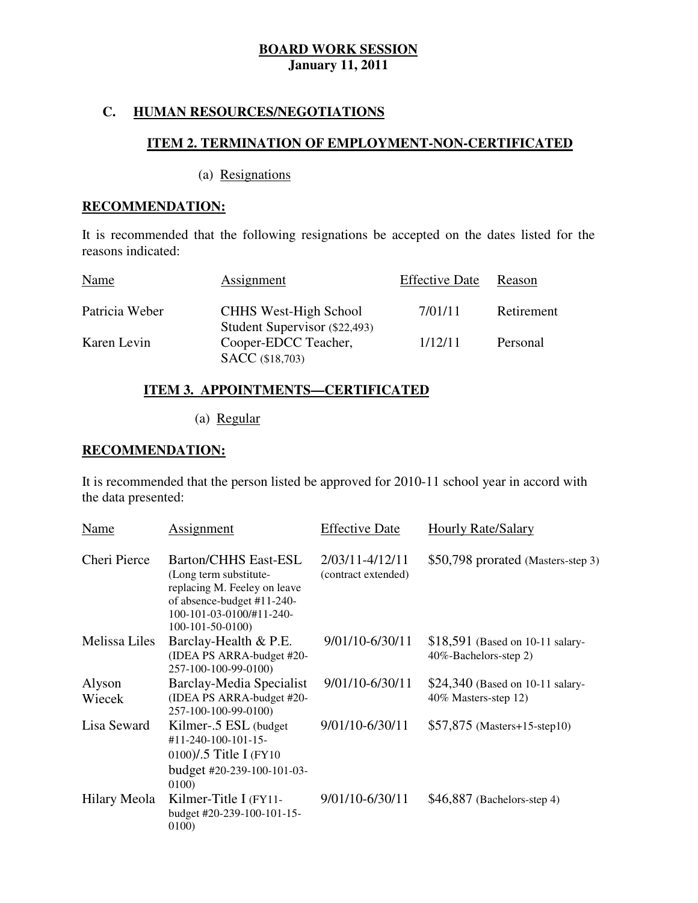**BOARD WORK SESSION**
**January 11, 2011**

## C. HUMAN RESOURCES/NEGOTIATIONS

### ITEM 2. TERMINATION OF EMPLOYMENT-NON-CERTIFICATED

(a) Resignations

**RECOMMENDATION:**

It is recommended that the following resignations be accepted on the dates listed for the reasons indicated:

| Name | Assignment | Effective Date | Reason |
|---|---|---|---|
| Patricia Weber | CHHS West-High School Student Supervisor ($22,493) | 7/01/11 | Retirement |
| Karen Levin | Cooper-EDCC Teacher, SACC ($18,703) | 1/12/11 | Personal |

### ITEM 3. APPOINTMENTS—CERTIFICATED

(a) Regular

**RECOMMENDATION:**

It is recommended that the person listed be approved for 2010-11 school year in accord with the data presented:

| Name | Assignment | Effective Date | Hourly Rate/Salary |
|---|---|---|---|
| Cheri Pierce | Barton/CHHS East-ESL (Long term substitute-replacing M. Feeley on leave of absence-budget #11-240-100-101-03-0100/#11-240-100-101-50-0100) | 2/03/11-4/12/11 (contract extended) | $50,798 prorated (Masters-step 3) |
| Melissa Liles | Barclay-Health & P.E. (IDEA PS ARRA-budget #20-257-100-100-99-0100) | 9/01/10-6/30/11 | $18,591 (Based on 10-11 salary-40%-Bachelors-step 2) |
| Alyson Wiecek | Barclay-Media Specialist (IDEA PS ARRA-budget #20-257-100-100-99-0100) | 9/01/10-6/30/11 | $24,340 (Based on 10-11 salary-40% Masters-step 12) |
| Lisa Seward | Kilmer-.5 ESL (budget #11-240-100-101-15-0100)/.5 Title I (FY10 budget #20-239-100-101-03-0100) | 9/01/10-6/30/11 | $57,875 (Masters+15-step10) |
| Hilary Meola | Kilmer-Title I (FY11-budget #20-239-100-101-15-0100) | 9/01/10-6/30/11 | $46,887 (Bachelors-step 4) |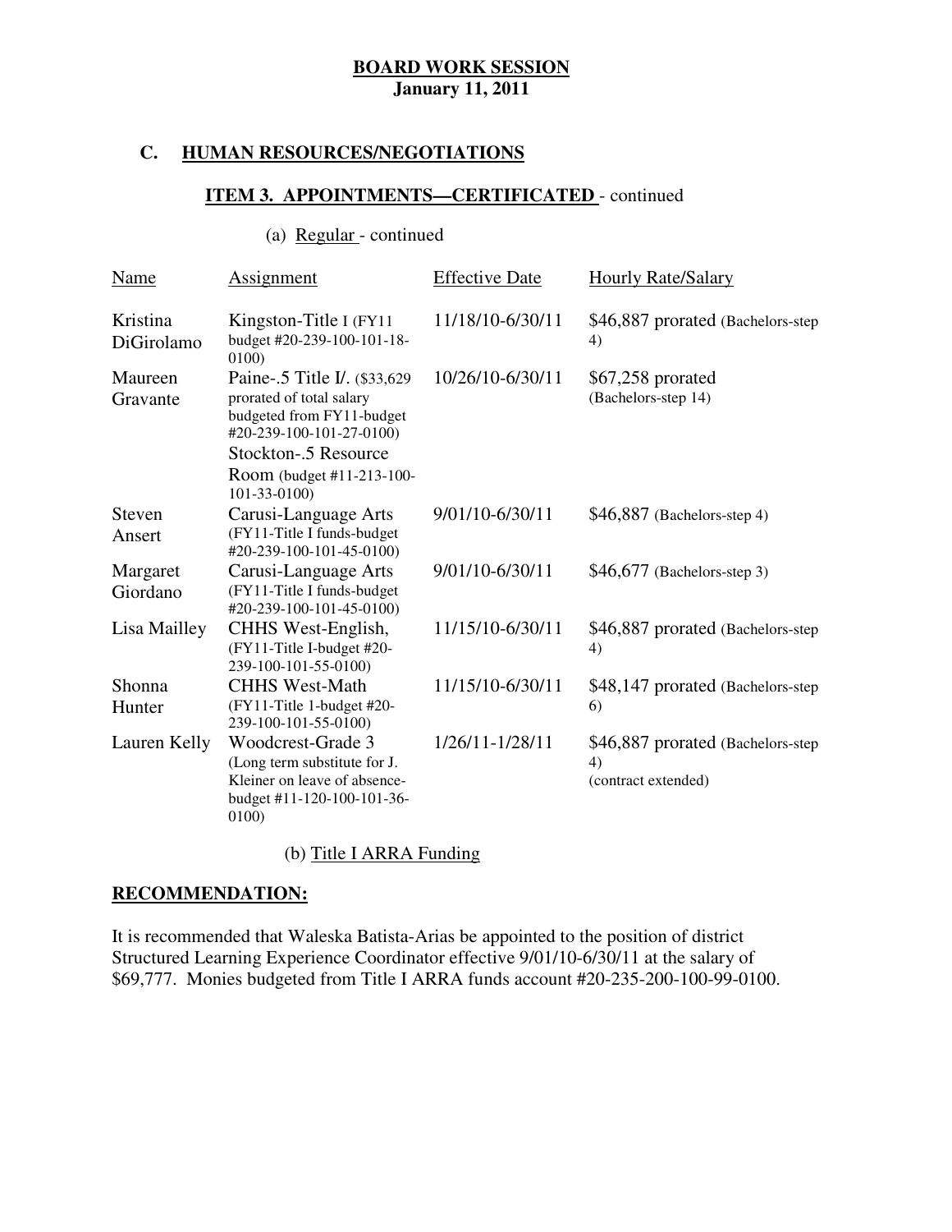**BOARD WORK SESSION**
**January 11, 2011**

## C. HUMAN RESOURCES/NEGOTIATIONS

### ITEM 3. APPOINTMENTS—CERTIFICATED - continued

(a) Regular - continued

| Name | Assignment | Effective Date | Hourly Rate/Salary |
|---|---|---|---|
| Kristina DiGirolamo | Kingston-Title I (FY11 budget #20-239-100-101-18-0100) | 11/18/10-6/30/11 | $46,887 prorated (Bachelors-step 4) |
| Maureen Gravante | Paine-.5 Title I/. ($33,629 prorated of total salary budgeted from FY11-budget #20-239-100-101-27-0100) Stockton-.5 Resource Room (budget #11-213-100-101-33-0100) | 10/26/10-6/30/11 | $67,258 prorated (Bachelors-step 14) |
| Steven Ansert | Carusi-Language Arts (FY11-Title I funds-budget #20-239-100-101-45-0100) | 9/01/10-6/30/11 | $46,887 (Bachelors-step 4) |
| Margaret Giordano | Carusi-Language Arts (FY11-Title I funds-budget #20-239-100-101-45-0100) | 9/01/10-6/30/11 | $46,677 (Bachelors-step 3) |
| Lisa Mailley | CHHS West-English, (FY11-Title I-budget #20-239-100-101-55-0100) | 11/15/10-6/30/11 | $46,887 prorated (Bachelors-step 4) |
| Shonna Hunter | CHHS West-Math (FY11-Title 1-budget #20-239-100-101-55-0100) | 11/15/10-6/30/11 | $48,147 prorated (Bachelors-step 6) |
| Lauren Kelly | Woodcrest-Grade 3 (Long term substitute for J. Kleiner on leave of absence-budget #11-120-100-101-36-0100) | 1/26/11-1/28/11 | $46,887 prorated (Bachelors-step 4) (contract extended) |

(b) Title I ARRA Funding

**RECOMMENDATION:**

It is recommended that Waleska Batista-Arias be appointed to the position of district Structured Learning Experience Coordinator effective 9/01/10-6/30/11 at the salary of $69,777. Monies budgeted from Title I ARRA funds account #20-235-200-100-99-0100.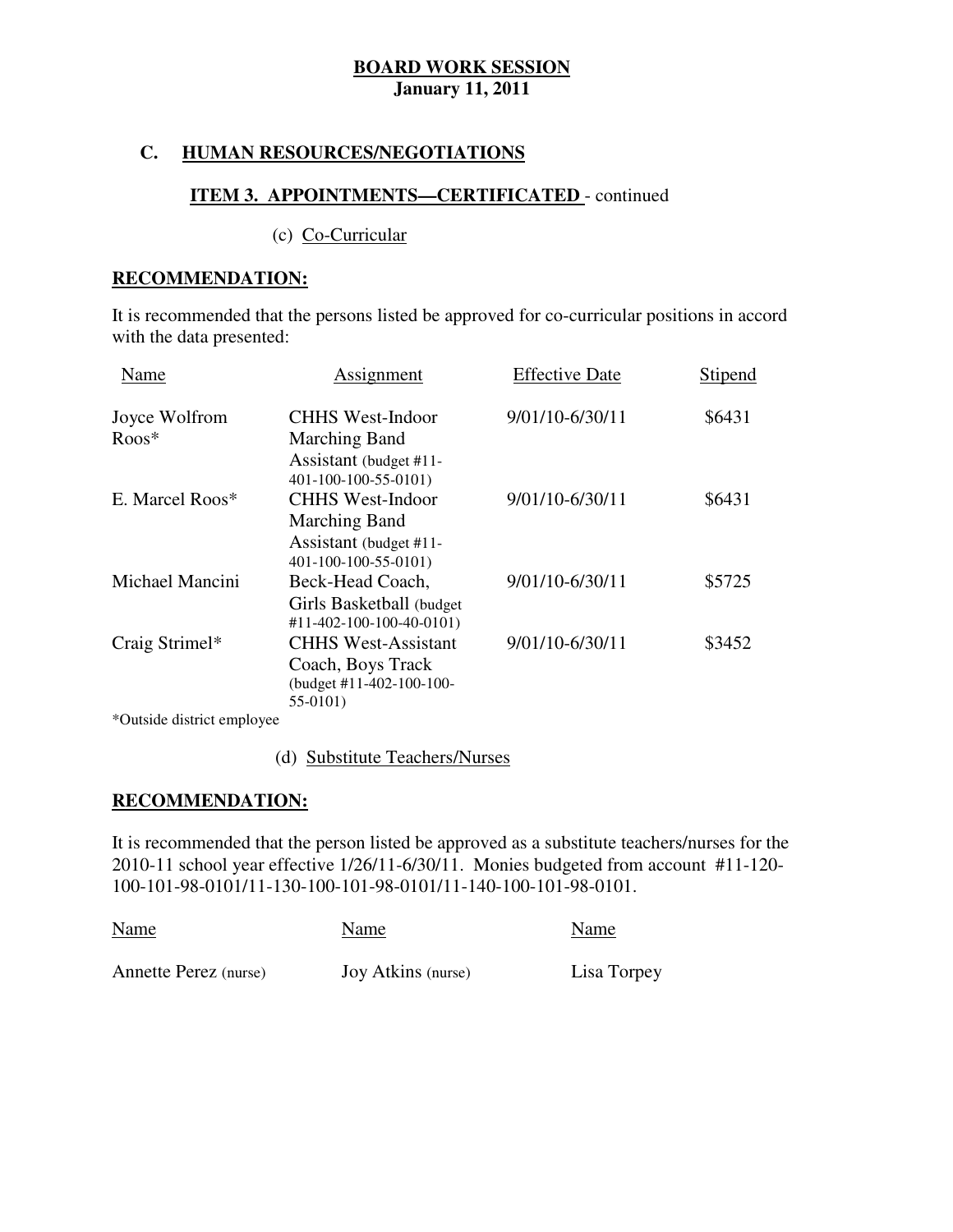**BOARD WORK SESSION**
**January 11, 2011**

## C. HUMAN RESOURCES/NEGOTIATIONS

### ITEM 3. APPOINTMENTS—CERTIFICATED - continued

(c) Co-Curricular

**RECOMMENDATION:**

It is recommended that the persons listed be approved for co-curricular positions in accord with the data presented:

| Name | Assignment | Effective Date | Stipend |
|---|---|---|---|
| Joyce Wolfrom Roos* | CHHS West-Indoor Marching Band Assistant (budget #11-401-100-100-55-0101) | 9/01/10-6/30/11 | $6431 |
| E. Marcel Roos* | CHHS West-Indoor Marching Band Assistant (budget #11-401-100-100-55-0101) | 9/01/10-6/30/11 | $6431 |
| Michael Mancini | Beck-Head Coach, Girls Basketball (budget #11-402-100-100-40-0101) | 9/01/10-6/30/11 | $5725 |
| Craig Strimel* | CHHS West-Assistant Coach, Boys Track (budget #11-402-100-100-55-0101) | 9/01/10-6/30/11 | $3452 |

*Outside district employee

(d) Substitute Teachers/Nurses

**RECOMMENDATION:**

It is recommended that the person listed be approved as a substitute teachers/nurses for the 2010-11 school year effective 1/26/11-6/30/11. Monies budgeted from account #11-120-100-101-98-0101/11-130-100-101-98-0101/11-140-100-101-98-0101.

| Name | Name | Name |
|---|---|---|
| Annette Perez (nurse) | Joy Atkins (nurse) | Lisa Torpey |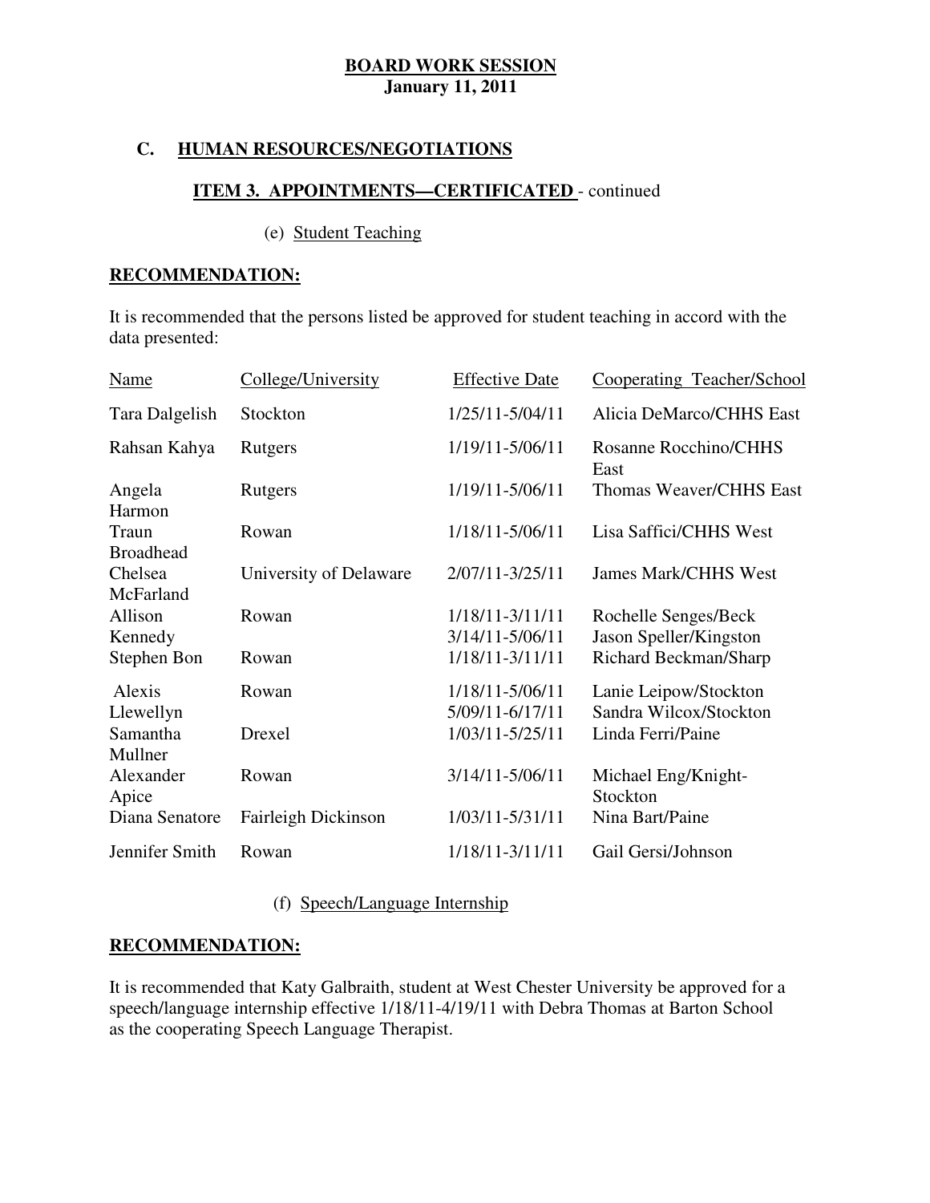**BOARD WORK SESSION**
**January 11, 2011**

## C. HUMAN RESOURCES/NEGOTIATIONS

### ITEM 3. APPOINTMENTS—CERTIFICATED - continued

(e) Student Teaching

**RECOMMENDATION:**

It is recommended that the persons listed be approved for student teaching in accord with the data presented:

| Name | College/University | Effective Date | Cooperating Teacher/School |
|---|---|---|---|
| Tara Dalgelish | Stockton | 1/25/11-5/04/11 | Alicia DeMarco/CHHS East |
| Rahsan Kahya | Rutgers | 1/19/11-5/06/11 | Rosanne Rocchino/CHHS East |
| Angela Harmon | Rutgers | 1/19/11-5/06/11 | Thomas Weaver/CHHS East |
| Traun Broadhead | Rowan | 1/18/11-5/06/11 | Lisa Saffici/CHHS West |
| Chelsea McFarland | University of Delaware | 2/07/11-3/25/11 | James Mark/CHHS West |
| Allison Kennedy | Rowan | 1/18/11-3/11/11<br>3/14/11-5/06/11 | Rochelle Senges/Beck<br>Jason Speller/Kingston |
| Stephen Bon | Rowan | 1/18/11-3/11/11 | Richard Beckman/Sharp |
| Alexis Llewellyn | Rowan | 1/18/11-5/06/11<br>5/09/11-6/17/11 | Lanie Leipow/Stockton<br>Sandra Wilcox/Stockton |
| Samantha Mullner | Drexel | 1/03/11-5/25/11 | Linda Ferri/Paine |
| Alexander Apice | Rowan | 3/14/11-5/06/11 | Michael Eng/Knight-Stockton |
| Diana Senatore | Fairleigh Dickinson | 1/03/11-5/31/11 | Nina Bart/Paine |
| Jennifer Smith | Rowan | 1/18/11-3/11/11 | Gail Gersi/Johnson |

(f) Speech/Language Internship

**RECOMMENDATION:**

It is recommended that Katy Galbraith, student at West Chester University be approved for a speech/language internship effective 1/18/11-4/19/11 with Debra Thomas at Barton School as the cooperating Speech Language Therapist.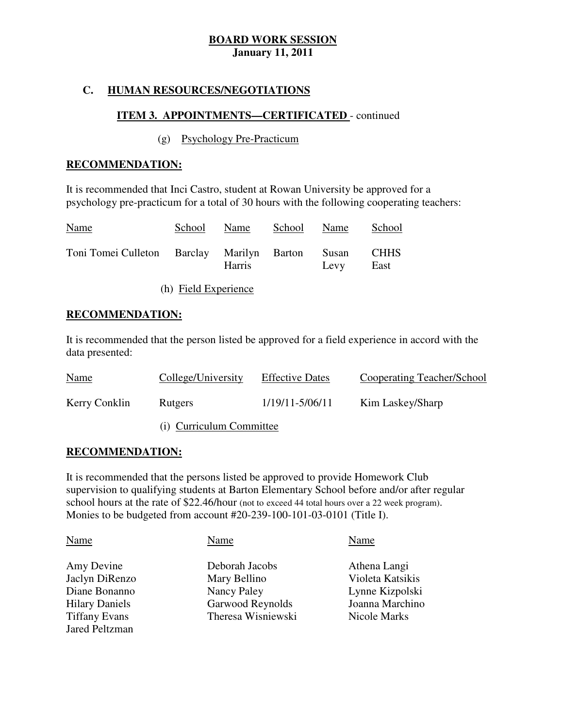**BOARD WORK SESSION**
**January 11, 2011**

## C. HUMAN RESOURCES/NEGOTIATIONS

### ITEM 3. APPOINTMENTS—CERTIFICATED - continued

(g) Psychology Pre-Practicum

**RECOMMENDATION:**

It is recommended that Inci Castro, student at Rowan University be approved for a psychology pre-practicum for a total of 30 hours with the following cooperating teachers:

| Name | School | Name | School | Name | School |
|---|---|---|---|---|---|
| Toni Tomei Culleton | Barclay | Marilyn Harris | Barton | Susan Levy | CHHS East |

(h) Field Experience

**RECOMMENDATION:**

It is recommended that the person listed be approved for a field experience in accord with the data presented:

| Name | College/University | Effective Dates | Cooperating Teacher/School |
|---|---|---|---|
| Kerry Conklin | Rutgers | 1/19/11-5/06/11 | Kim Laskey/Sharp |

(i) Curriculum Committee

**RECOMMENDATION:**

It is recommended that the persons listed be approved to provide Homework Club supervision to qualifying students at Barton Elementary School before and/or after regular school hours at the rate of $22.46/hour (not to exceed 44 total hours over a 22 week program). Monies to be budgeted from account #20-239-100-101-03-0101 (Title I).

| Name | Name | Name |
|---|---|---|
| Amy Devine | Deborah Jacobs | Athena Langi |
| Jaclyn DiRenzo | Mary Bellino | Violeta Katsikis |
| Diane Bonanno | Nancy Paley | Lynne Kizpolski |
| Hilary Daniels | Garwood Reynolds | Joanna Marchino |
| Tiffany Evans | Theresa Wisniewski | Nicole Marks |
| Jared Peltzman | | |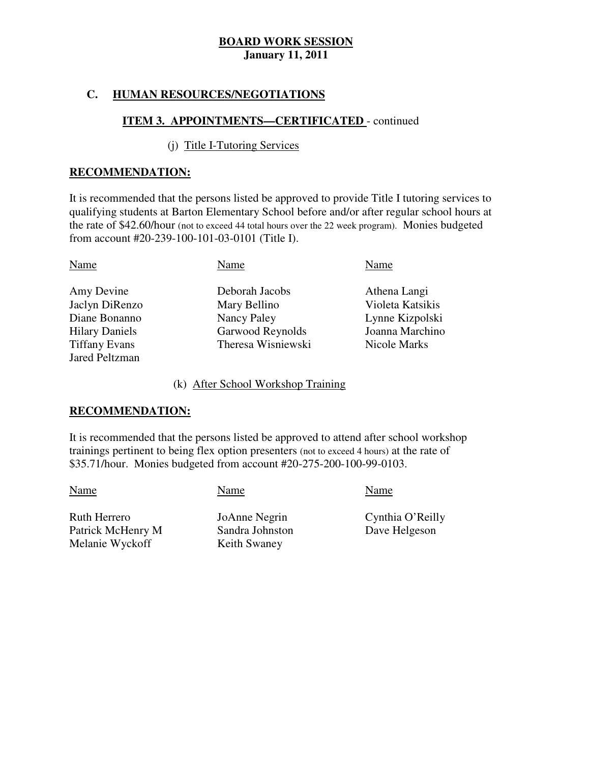**BOARD WORK SESSION**
**January 11, 2011**

## C. HUMAN RESOURCES/NEGOTIATIONS

### ITEM 3. APPOINTMENTS—CERTIFICATED - continued

(j) Title I-Tutoring Services

**RECOMMENDATION:**

It is recommended that the persons listed be approved to provide Title I tutoring services to qualifying students at Barton Elementary School before and/or after regular school hours at the rate of $42.60/hour (not to exceed 44 total hours over the 22 week program). Monies budgeted from account #20-239-100-101-03-0101 (Title I).

| Name | Name | Name |
|---|---|---|
| Amy Devine | Deborah Jacobs | Athena Langi |
| Jaclyn DiRenzo | Mary Bellino | Violeta Katsikis |
| Diane Bonanno | Nancy Paley | Lynne Kizpolski |
| Hilary Daniels | Garwood Reynolds | Joanna Marchino |
| Tiffany Evans | Theresa Wisniewski | Nicole Marks |
| Jared Peltzman | | |

(k) After School Workshop Training

**RECOMMENDATION:**

It is recommended that the persons listed be approved to attend after school workshop trainings pertinent to being flex option presenters (not to exceed 4 hours) at the rate of $35.71/hour. Monies budgeted from account #20-275-200-100-99-0103.

| Name | Name | Name |
|---|---|---|
| Ruth Herrero | JoAnne Negrin | Cynthia O'Reilly |
| Patrick McHenry M | Sandra Johnston | Dave Helgeson |
| Melanie Wyckoff | Keith Swaney | |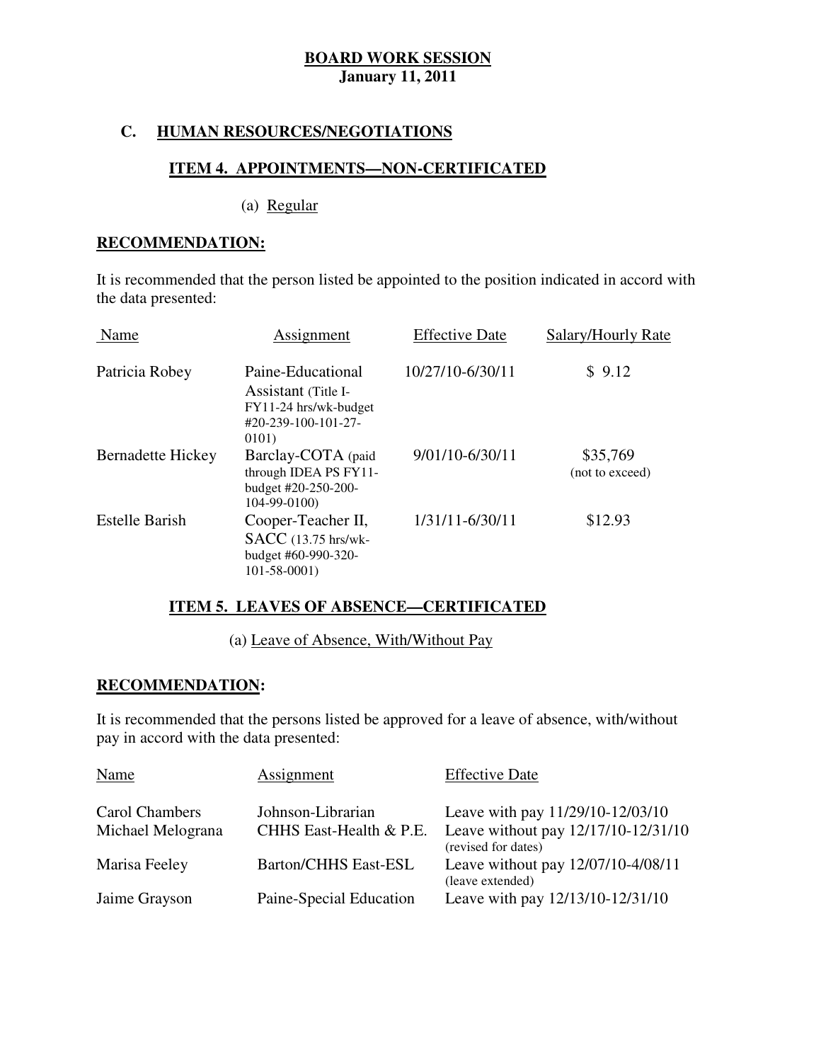**BOARD WORK SESSION**
**January 11, 2011**

## C. HUMAN RESOURCES/NEGOTIATIONS

### ITEM 4. APPOINTMENTS—NON-CERTIFICATED

(a) Regular

**RECOMMENDATION:**

It is recommended that the person listed be appointed to the position indicated in accord with the data presented:

| Name | Assignment | Effective Date | Salary/Hourly Rate |
|---|---|---|---|
| Patricia Robey | Paine-Educational Assistant (Title I-FY11-24 hrs/wk-budget #20-239-100-101-27-0101) | 10/27/10-6/30/11 | $ 9.12 |
| Bernadette Hickey | Barclay-COTA (paid through IDEA PS FY11-budget #20-250-200-104-99-0100) | 9/01/10-6/30/11 | $35,769 (not to exceed) |
| Estelle Barish | Cooper-Teacher II, SACC (13.75 hrs/wk-budget #60-990-320-101-58-0001) | 1/31/11-6/30/11 | $12.93 |

### ITEM 5. LEAVES OF ABSENCE—CERTIFICATED

(a) Leave of Absence, With/Without Pay

**RECOMMENDATION:**

It is recommended that the persons listed be approved for a leave of absence, with/without pay in accord with the data presented:

| Name | Assignment | Effective Date |
|---|---|---|
| Carol Chambers | Johnson-Librarian | Leave with pay 11/29/10-12/03/10 |
| Michael Melograna | CHHS East-Health & P.E. | Leave without pay 12/17/10-12/31/10 (revised for dates) |
| Marisa Feeley | Barton/CHHS East-ESL | Leave without pay 12/07/10-4/08/11 (leave extended) |
| Jaime Grayson | Paine-Special Education | Leave with pay 12/13/10-12/31/10 |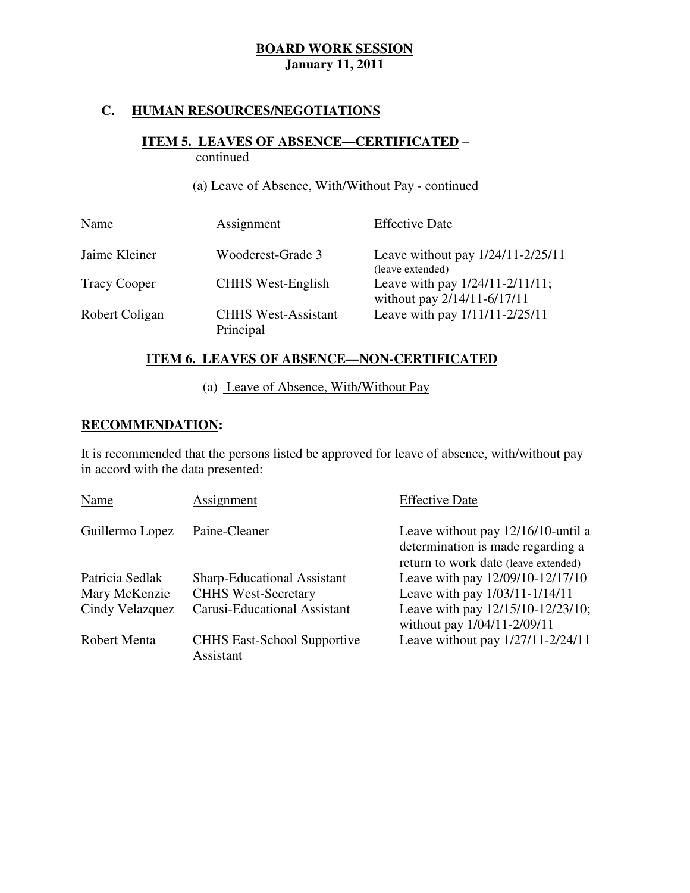**BOARD WORK SESSION**
**January 11, 2011**

## C. HUMAN RESOURCES/NEGOTIATIONS

### ITEM 5. LEAVES OF ABSENCE—CERTIFICATED – continued

(a) Leave of Absence, With/Without Pay - continued

| Name | Assignment | Effective Date |
|---|---|---|
| Jaime Kleiner | Woodcrest-Grade 3 | Leave without pay 1/24/11-2/25/11 (leave extended) |
| Tracy Cooper | CHHS West-English | Leave with pay 1/24/11-2/11/11; without pay 2/14/11-6/17/11 |
| Robert Coligan | CHHS West-Assistant Principal | Leave with pay 1/11/11-2/25/11 |

### ITEM 6. LEAVES OF ABSENCE—NON-CERTIFICATED

(a) Leave of Absence, With/Without Pay

**RECOMMENDATION:**

It is recommended that the persons listed be approved for leave of absence, with/without pay in accord with the data presented:

| Name | Assignment | Effective Date |
|---|---|---|
| Guillermo Lopez | Paine-Cleaner | Leave without pay 12/16/10-until a determination is made regarding a return to work date (leave extended) |
| Patricia Sedlak | Sharp-Educational Assistant | Leave with pay 12/09/10-12/17/10 |
| Mary McKenzie | CHHS West-Secretary | Leave with pay 1/03/11-1/14/11 |
| Cindy Velazquez | Carusi-Educational Assistant | Leave with pay 12/15/10-12/23/10; without pay 1/04/11-2/09/11 |
| Robert Menta | CHHS East-School Supportive Assistant | Leave without pay 1/27/11-2/24/11 |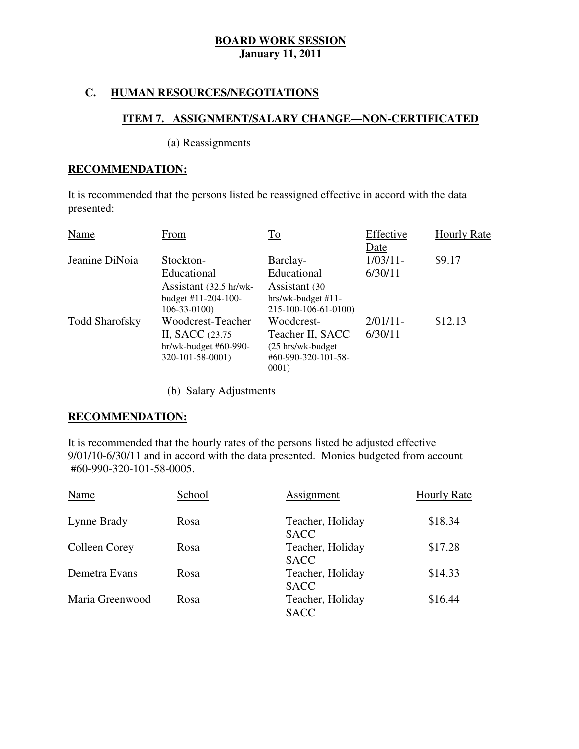**BOARD WORK SESSION**
**January 11, 2011**

## C. HUMAN RESOURCES/NEGOTIATIONS

### ITEM 7. ASSIGNMENT/SALARY CHANGE—NON-CERTIFICATED

(a) Reassignments

**RECOMMENDATION:**

It is recommended that the persons listed be reassigned effective in accord with the data presented:

| Name | From | To | Effective Date | Hourly Rate |
|---|---|---|---|---|
| Jeanine DiNoia | Stockton-Educational Assistant (32.5 hr/wk-budget #11-204-100-106-33-0100) | Barclay-Educational Assistant (30 hrs/wk-budget #11-215-100-106-61-0100) | 1/03/11-6/30/11 | $9.17 |
| Todd Sharofsky | Woodcrest-Teacher II, SACC (23.75 hr/wk-budget #60-990-320-101-58-0001) | Woodcrest-Teacher II, SACC (25 hrs/wk-budget #60-990-320-101-58-0001) | 2/01/11-6/30/11 | $12.13 |

(b) Salary Adjustments

**RECOMMENDATION:**

It is recommended that the hourly rates of the persons listed be adjusted effective 9/01/10-6/30/11 and in accord with the data presented. Monies budgeted from account #60-990-320-101-58-0005.

| Name | School | Assignment | Hourly Rate |
|---|---|---|---|
| Lynne Brady | Rosa | Teacher, Holiday SACC | $18.34 |
| Colleen Corey | Rosa | Teacher, Holiday SACC | $17.28 |
| Demetra Evans | Rosa | Teacher, Holiday SACC | $14.33 |
| Maria Greenwood | Rosa | Teacher, Holiday SACC | $16.44 |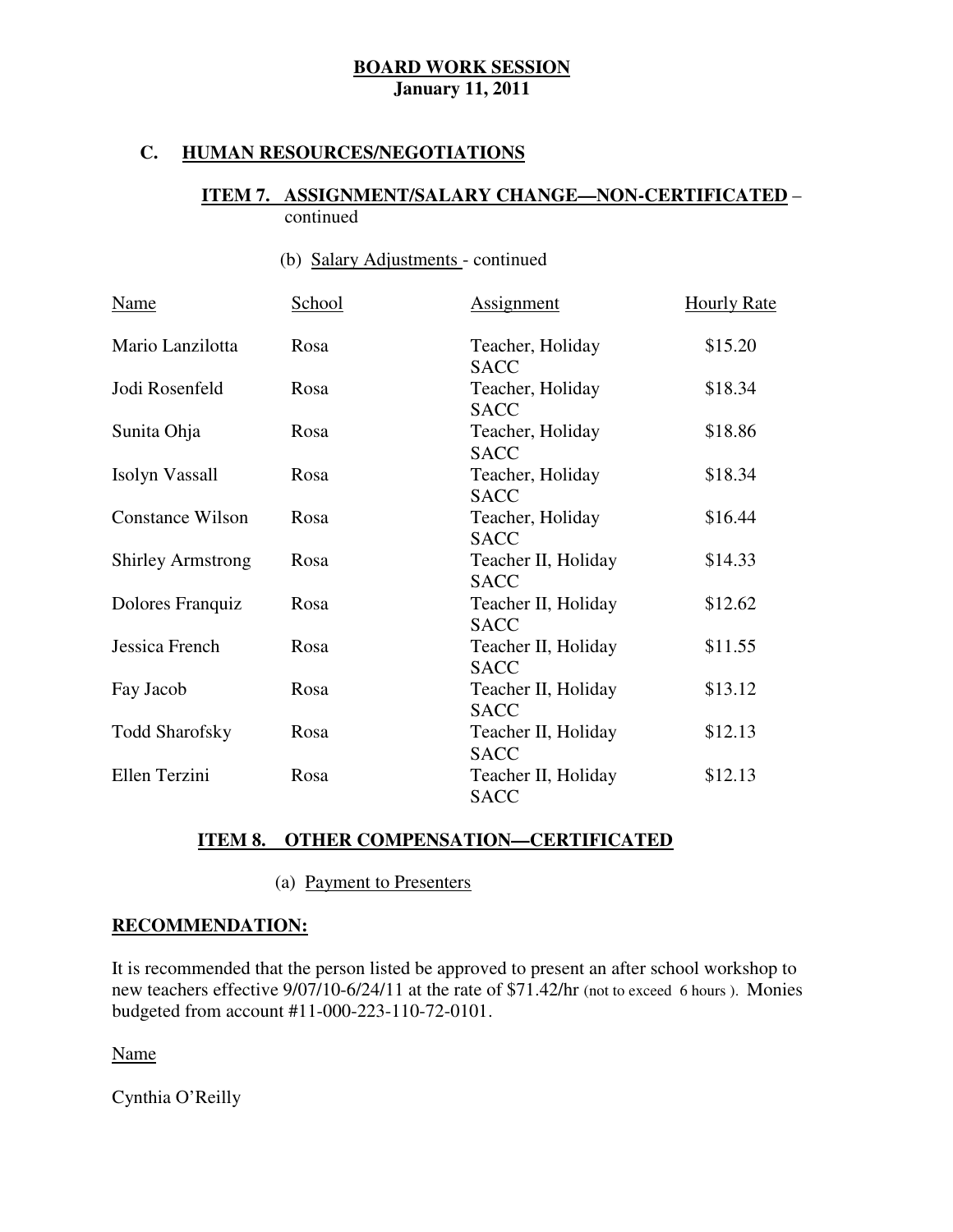**BOARD WORK SESSION**
**January 11, 2011**

## C. HUMAN RESOURCES/NEGOTIATIONS

### ITEM 7. ASSIGNMENT/SALARY CHANGE—NON-CERTIFICATED – continued

(b) Salary Adjustments - continued

| Name | School | Assignment | Hourly Rate |
|---|---|---|---|
| Mario Lanzilotta | Rosa | Teacher, Holiday SACC | \$15.20 |
| Jodi Rosenfeld | Rosa | Teacher, Holiday SACC | \$18.34 |
| Sunita Ohja | Rosa | Teacher, Holiday SACC | \$18.86 |
| Isolyn Vassall | Rosa | Teacher, Holiday SACC | \$18.34 |
| Constance Wilson | Rosa | Teacher, Holiday SACC | \$16.44 |
| Shirley Armstrong | Rosa | Teacher II, Holiday SACC | \$14.33 |
| Dolores Franquiz | Rosa | Teacher II, Holiday SACC | \$12.62 |
| Jessica French | Rosa | Teacher II, Holiday SACC | \$11.55 |
| Fay Jacob | Rosa | Teacher II, Holiday SACC | \$13.12 |
| Todd Sharofsky | Rosa | Teacher II, Holiday SACC | \$12.13 |
| Ellen Terzini | Rosa | Teacher II, Holiday SACC | \$12.13 |

### ITEM 8. OTHER COMPENSATION—CERTIFICATED

(a) Payment to Presenters

**RECOMMENDATION:**

It is recommended that the person listed be approved to present an after school workshop to new teachers effective 9/07/10-6/24/11 at the rate of \$71.42/hr (not to exceed 6 hours ). Monies budgeted from account #11-000-223-110-72-0101.

Name

Cynthia O'Reilly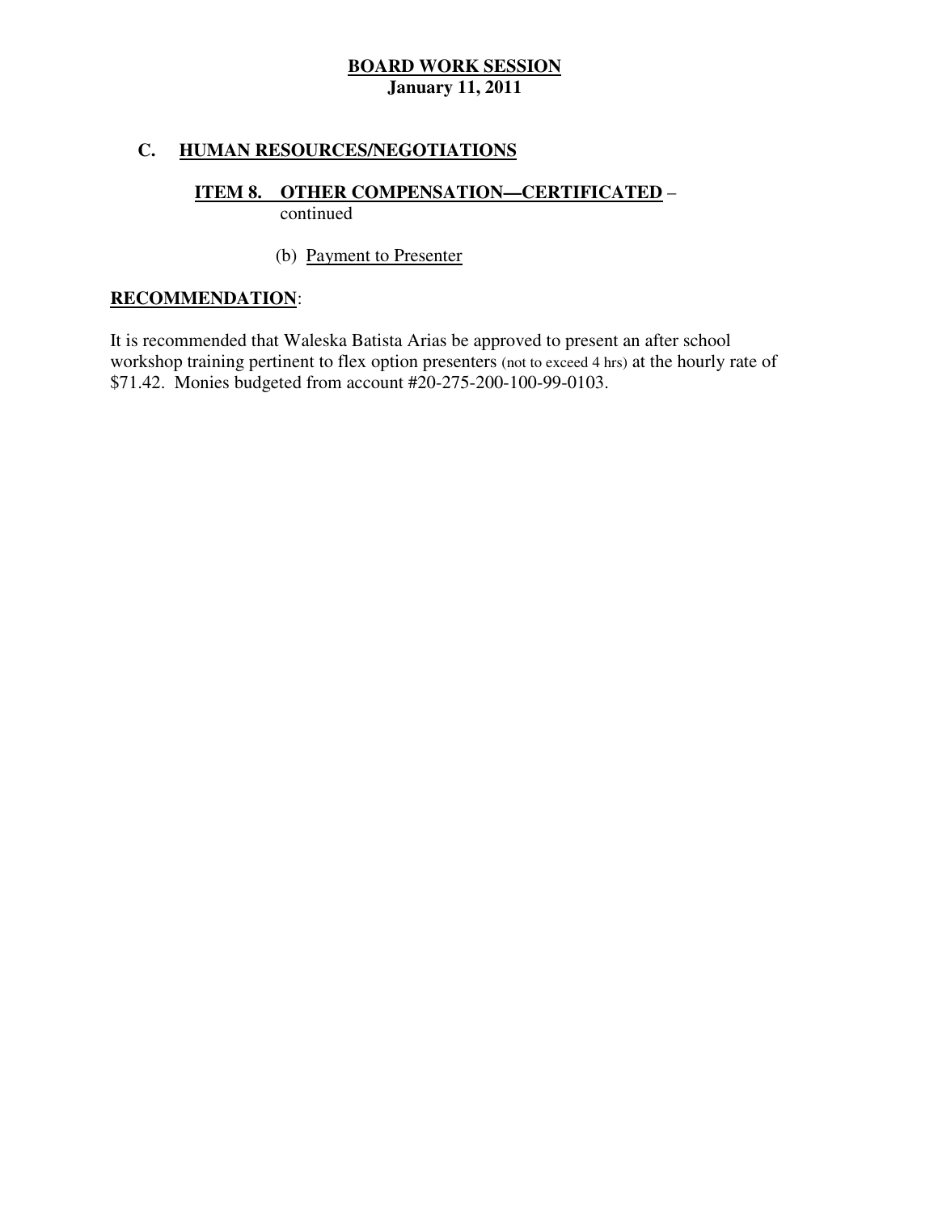**BOARD WORK SESSION**
**January 11, 2011**

## C. HUMAN RESOURCES/NEGOTIATIONS

### ITEM 8. OTHER COMPENSATION—CERTIFICATED – continued

(b) Payment to Presenter

**RECOMMENDATION**:

It is recommended that Waleska Batista Arias be approved to present an after school workshop training pertinent to flex option presenters (not to exceed 4 hrs) at the hourly rate of $71.42. Monies budgeted from account #20-275-200-100-99-0103.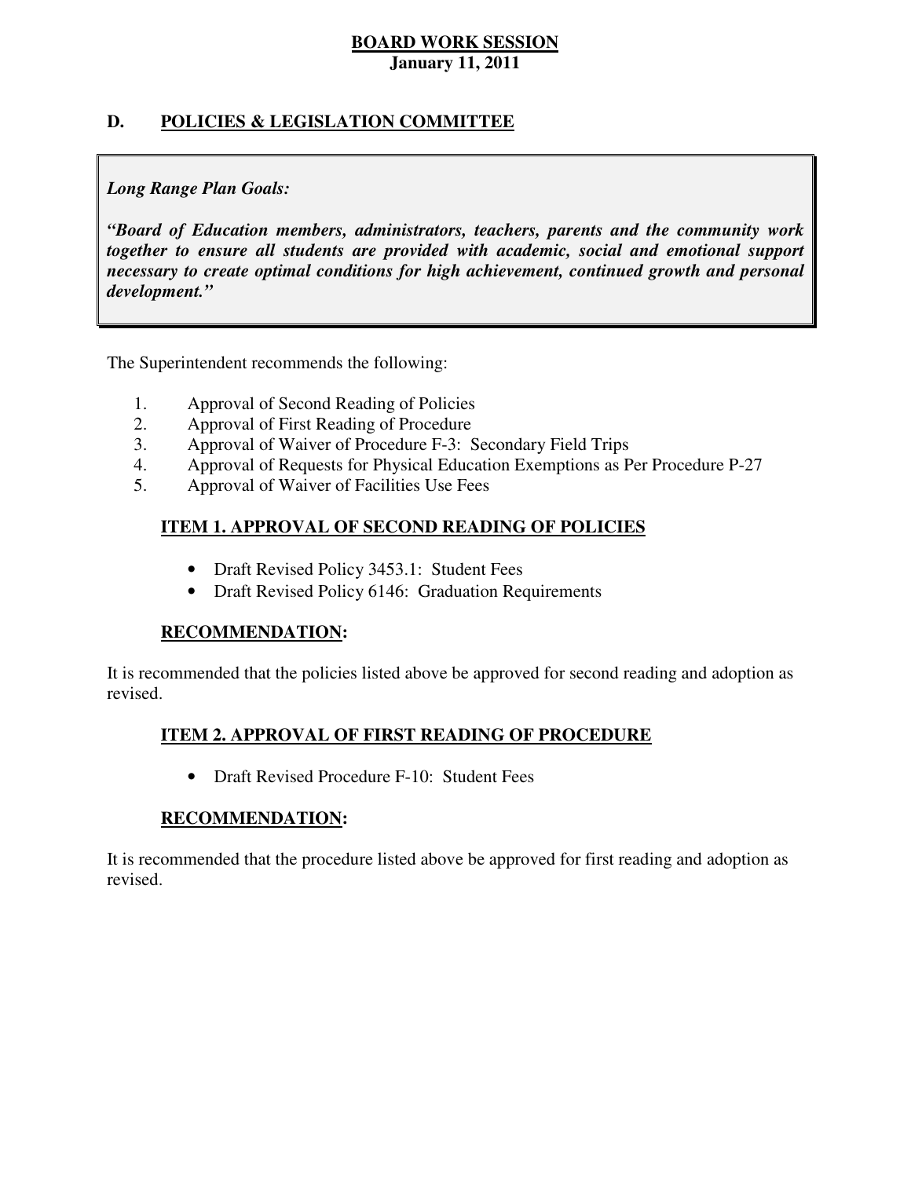# BOARD WORK SESSION

**January 11, 2011**

## D. POLICIES & LEGISLATION COMMITTEE

> ***Long Range Plan Goals:***
>
> ***"Board of Education members, administrators, teachers, parents and the community work together to ensure all students are provided with academic, social and emotional support necessary to create optimal conditions for high achievement, continued growth and personal development."***

The Superintendent recommends the following:

1. Approval of Second Reading of Policies
2. Approval of First Reading of Procedure
3. Approval of Waiver of Procedure F-3: Secondary Field Trips
4. Approval of Requests for Physical Education Exemptions as Per Procedure P-27
5. Approval of Waiver of Facilities Use Fees

### ITEM 1. APPROVAL OF SECOND READING OF POLICIES

- Draft Revised Policy 3453.1: Student Fees
- Draft Revised Policy 6146: Graduation Requirements

**RECOMMENDATION:**

It is recommended that the policies listed above be approved for second reading and adoption as revised.

### ITEM 2. APPROVAL OF FIRST READING OF PROCEDURE

- Draft Revised Procedure F-10: Student Fees

**RECOMMENDATION:**

It is recommended that the procedure listed above be approved for first reading and adoption as revised.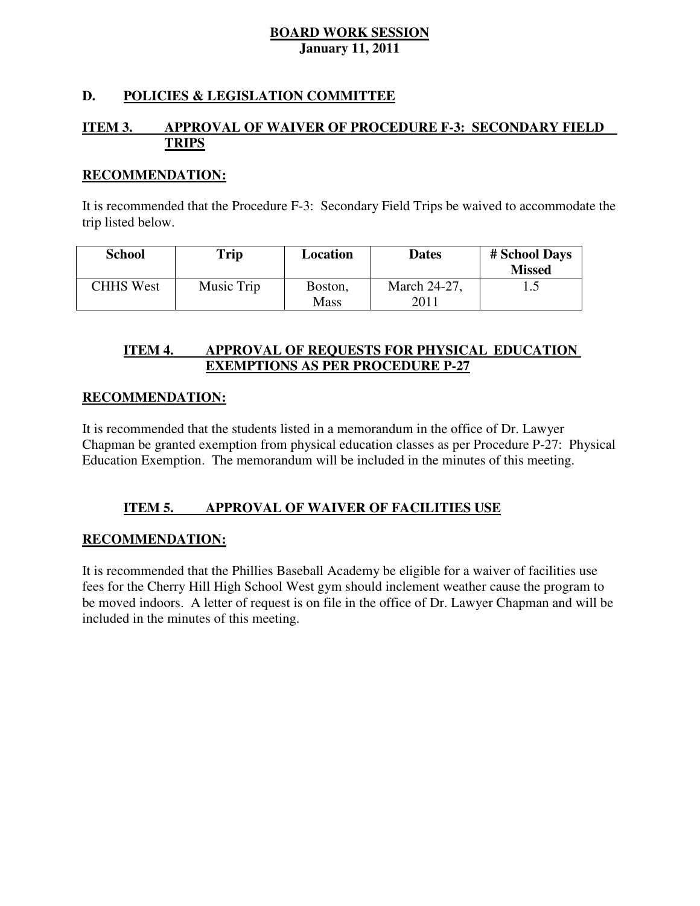# BOARD WORK SESSION
**January 11, 2011**

## D. POLICIES & LEGISLATION COMMITTEE

### ITEM 3. APPROVAL OF WAIVER OF PROCEDURE F-3: SECONDARY FIELD TRIPS

**RECOMMENDATION:**

It is recommended that the Procedure F-3: Secondary Field Trips be waived to accommodate the trip listed below.

| School | Trip | Location | Dates | # School Days Missed |
|---|---|---|---|---|
| CHHS West | Music Trip | Boston, Mass | March 24-27, 2011 | 1.5 |

### ITEM 4. APPROVAL OF REQUESTS FOR PHYSICAL EDUCATION EXEMPTIONS AS PER PROCEDURE P-27

**RECOMMENDATION:**

It is recommended that the students listed in a memorandum in the office of Dr. Lawyer Chapman be granted exemption from physical education classes as per Procedure P-27: Physical Education Exemption. The memorandum will be included in the minutes of this meeting.

### ITEM 5. APPROVAL OF WAIVER OF FACILITIES USE

**RECOMMENDATION:**

It is recommended that the Phillies Baseball Academy be eligible for a waiver of facilities use fees for the Cherry Hill High School West gym should inclement weather cause the program to be moved indoors. A letter of request is on file in the office of Dr. Lawyer Chapman and will be included in the minutes of this meeting.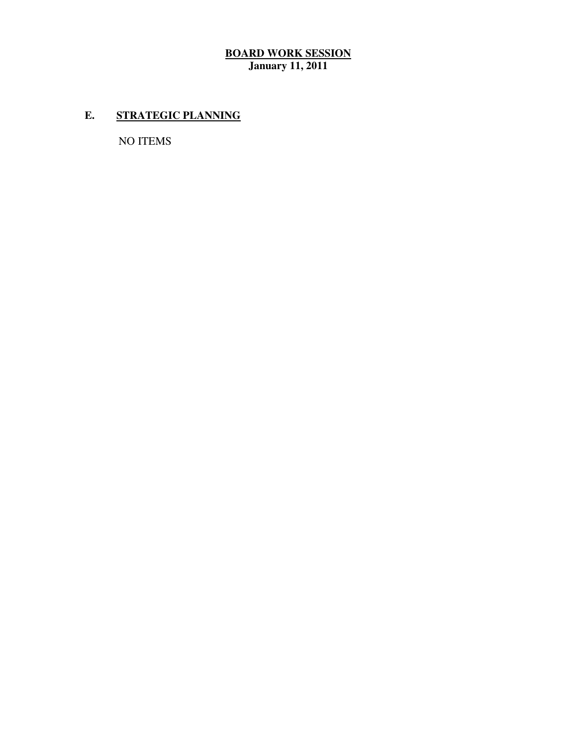**BOARD WORK SESSION**
**January 11, 2011**

## E. STRATEGIC PLANNING

NO ITEMS